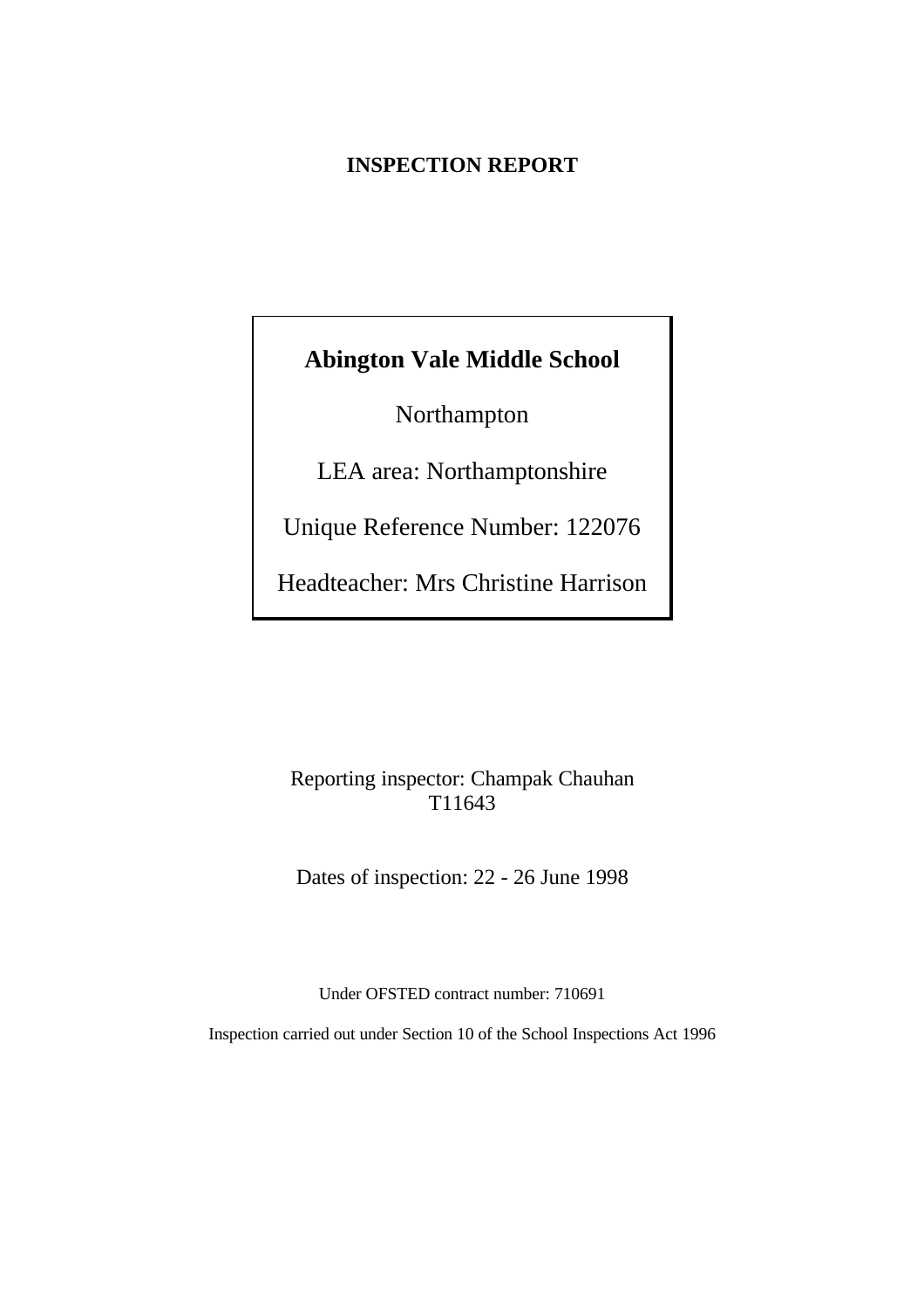# INSPECTION REPORT

**Abington Vale Middle School**

Northampton

LEA area: Northamptonshire

Unique Reference Number: 122076

Headteacher: Mrs Christine Harrison

Reporting inspector: Champak Chauhan
T11643

Dates of inspection: 22 - 26 June 1998

Under OFSTED contract number: 710691

Inspection carried out under Section 10 of the School Inspections Act 1996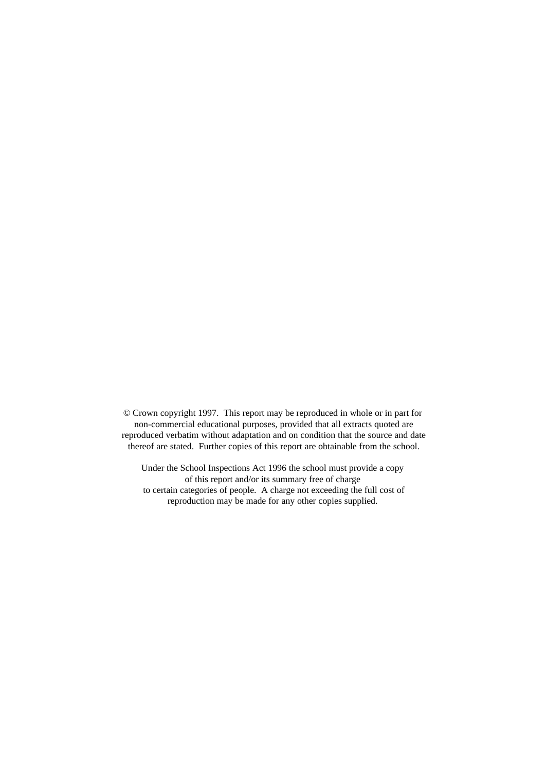© Crown copyright 1997. This report may be reproduced in whole or in part for non-commercial educational purposes, provided that all extracts quoted are reproduced verbatim without adaptation and on condition that the source and date thereof are stated. Further copies of this report are obtainable from the school.

Under the School Inspections Act 1996 the school must provide a copy of this report and/or its summary free of charge to certain categories of people. A charge not exceeding the full cost of reproduction may be made for any other copies supplied.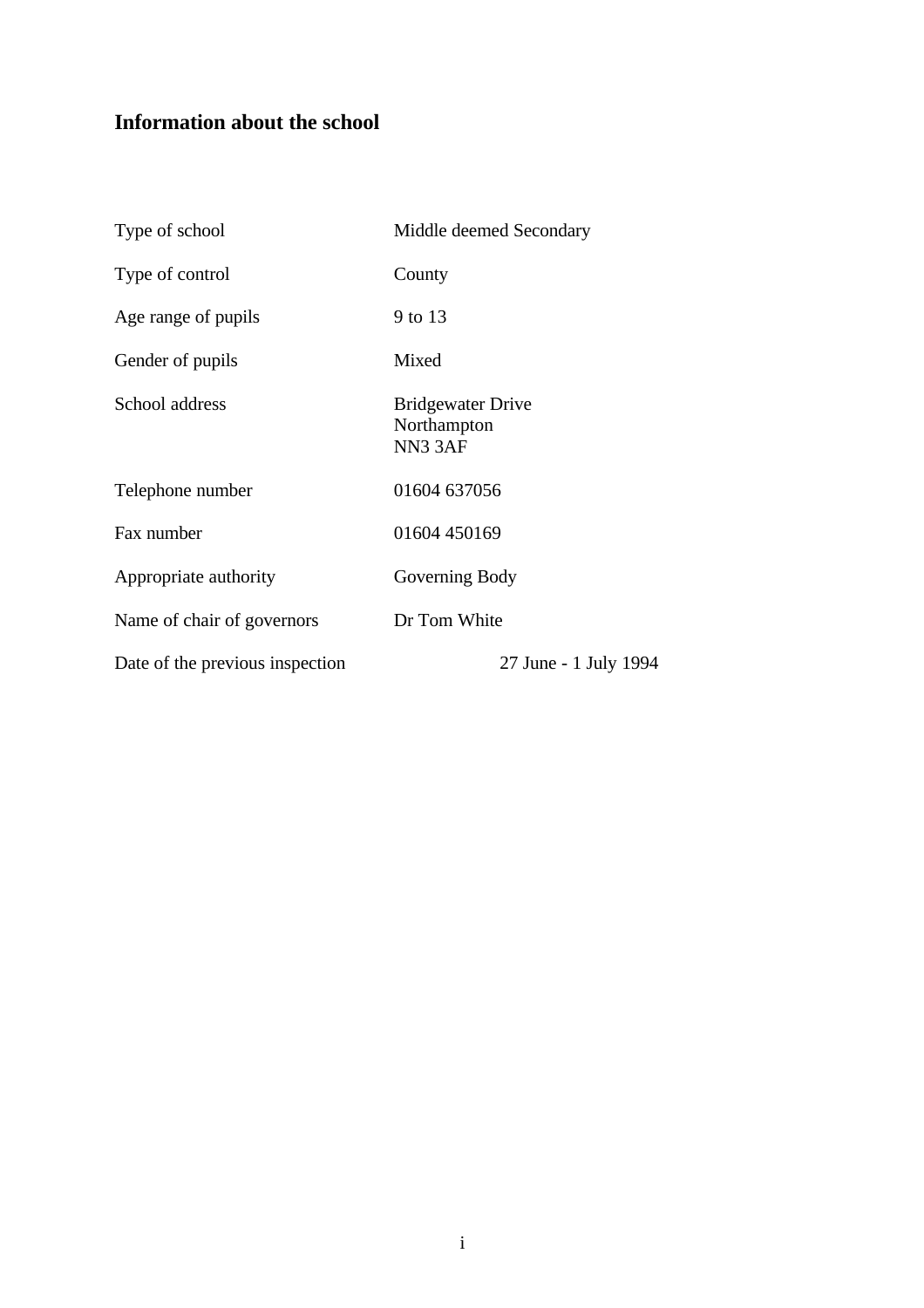# Information about the school

| | |
|---|---|
| Type of school | Middle deemed Secondary |
| Type of control | County |
| Age range of pupils | 9 to 13 |
| Gender of pupils | Mixed |
| School address | Bridgewater Drive<br>Northampton<br>NN3 3AF |
| Telephone number | 01604 637056 |
| Fax number | 01604 450169 |
| Appropriate authority | Governing Body |
| Name of chair of governors | Dr Tom White |
| Date of the previous inspection | 27 June - 1 July 1994 |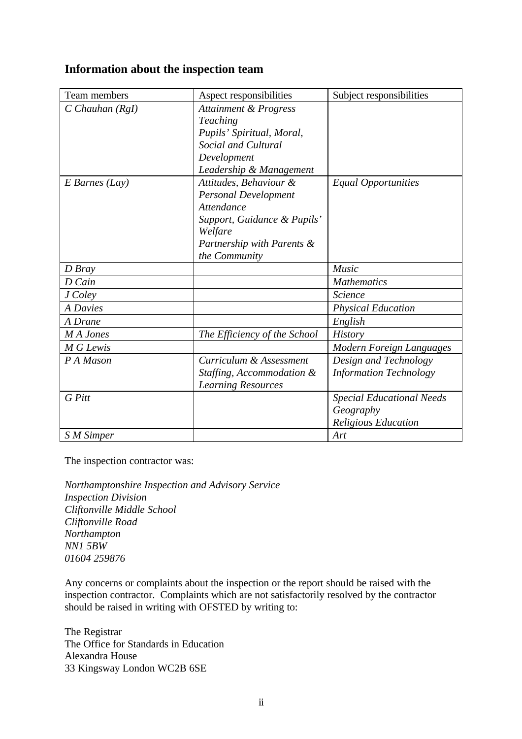## Information about the inspection team

| Team members | Aspect responsibilities | Subject responsibilities |
| --- | --- | --- |
| *C Chauhan (RgI)* | *Attainment & Progress*<br>*Teaching*<br>*Pupils' Spiritual, Moral, Social and Cultural Development*<br>*Leadership & Management* | |
| *E Barnes (Lay)* | *Attitudes, Behaviour & Personal Development*<br>*Attendance*<br>*Support, Guidance & Pupils' Welfare*<br>*Partnership with Parents & the Community* | *Equal Opportunities* |
| *D Bray* | | *Music* |
| *D Cain* | | *Mathematics* |
| *J Coley* | | *Science* |
| *A Davies* | | *Physical Education* |
| *A Drane* | | *English* |
| *M A Jones* | *The Efficiency of the School* | *History* |
| *M G Lewis* | | *Modern Foreign Languages* |
| *P A Mason* | *Curriculum & Assessment*<br>*Staffing, Accommodation & Learning Resources* | *Design and Technology*<br>*Information Technology* |
| *G Pitt* | | *Special Educational Needs*<br>*Geography*<br>*Religious Education* |
| *S M Simper* | | *Art* |

The inspection contractor was:

*Northamptonshire Inspection and Advisory Service*
*Inspection Division*
*Cliftonville Middle School*
*Cliftonville Road*
*Northampton*
*NN1 5BW*
*01604 259876*

Any concerns or complaints about the inspection or the report should be raised with the inspection contractor. Complaints which are not satisfactorily resolved by the contractor should be raised in writing with OFSTED by writing to:

The Registrar
The Office for Standards in Education
Alexandra House
33 Kingsway London WC2B 6SE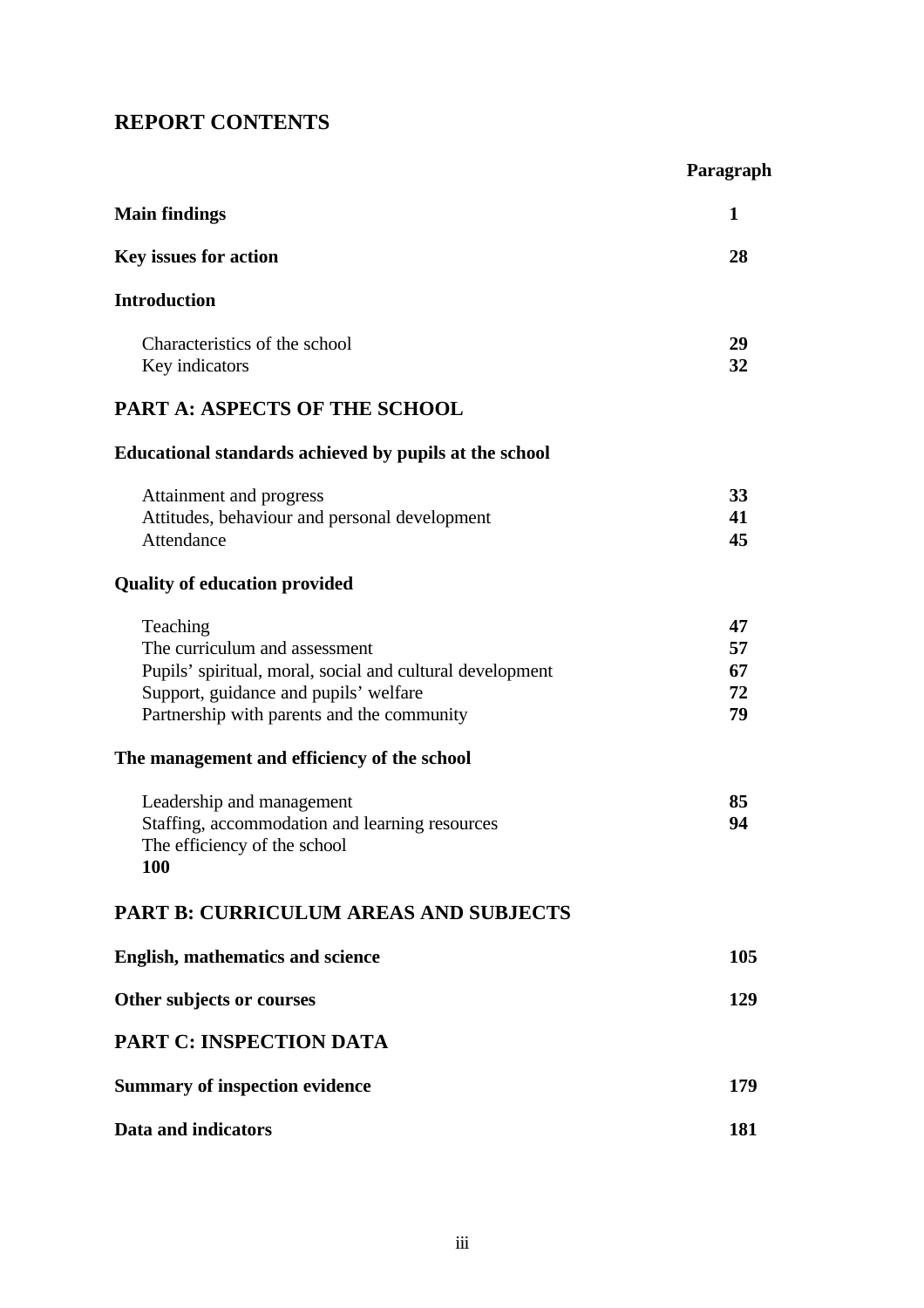# REPORT CONTENTS

| | Paragraph |
|---|---|
| **Main findings** | **1** |
| **Key issues for action** | **28** |
| **Introduction** | |
| Characteristics of the school | **29** |
| Key indicators | **32** |

## PART A: ASPECTS OF THE SCHOOL

| | |
|---|---|
| **Educational standards achieved by pupils at the school** | |
| Attainment and progress | **33** |
| Attitudes, behaviour and personal development | **41** |
| Attendance | **45** |
| **Quality of education provided** | |
| Teaching | **47** |
| The curriculum and assessment | **57** |
| Pupils' spiritual, moral, social and cultural development | **67** |
| Support, guidance and pupils' welfare | **72** |
| Partnership with parents and the community | **79** |
| **The management and efficiency of the school** | |
| Leadership and management | **85** |
| Staffing, accommodation and learning resources | **94** |
| The efficiency of the school | **100** |

## PART B: CURRICULUM AREAS AND SUBJECTS

| | |
|---|---|
| **English, mathematics and science** | **105** |
| **Other subjects or courses** | **129** |

## PART C: INSPECTION DATA

| | |
|---|---|
| **Summary of inspection evidence** | **179** |
| **Data and indicators** | **181** |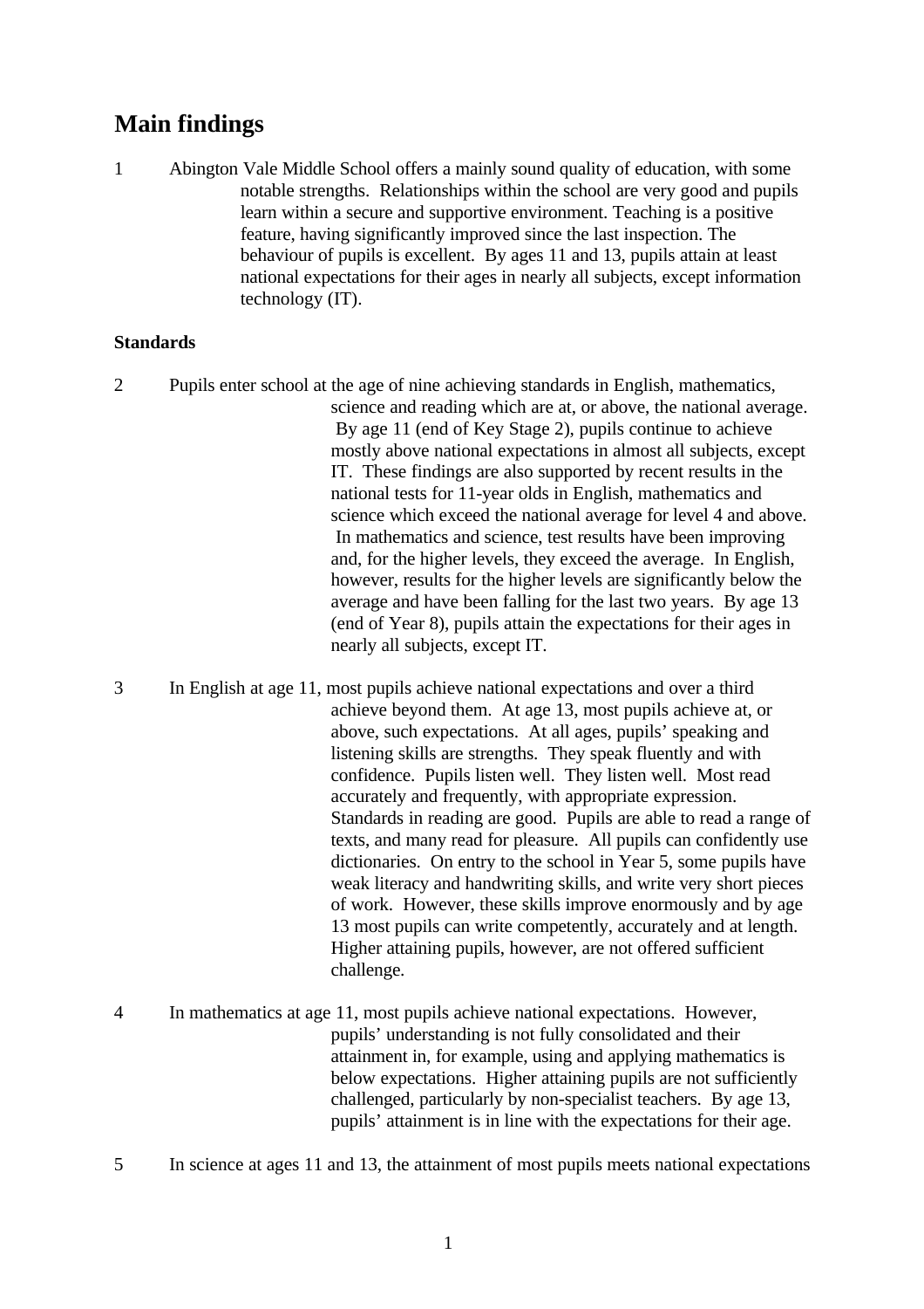# Main findings

1 Abington Vale Middle School offers a mainly sound quality of education, with some notable strengths. Relationships within the school are very good and pupils learn within a secure and supportive environment. Teaching is a positive feature, having significantly improved since the last inspection. The behaviour of pupils is excellent. By ages 11 and 13, pupils attain at least national expectations for their ages in nearly all subjects, except information technology (IT).

### Standards

2 Pupils enter school at the age of nine achieving standards in English, mathematics, science and reading which are at, or above, the national average. By age 11 (end of Key Stage 2), pupils continue to achieve mostly above national expectations in almost all subjects, except IT. These findings are also supported by recent results in the national tests for 11-year olds in English, mathematics and science which exceed the national average for level 4 and above. In mathematics and science, test results have been improving and, for the higher levels, they exceed the average. In English, however, results for the higher levels are significantly below the average and have been falling for the last two years. By age 13 (end of Year 8), pupils attain the expectations for their ages in nearly all subjects, except IT.

3 In English at age 11, most pupils achieve national expectations and over a third achieve beyond them. At age 13, most pupils achieve at, or above, such expectations. At all ages, pupils' speaking and listening skills are strengths. They speak fluently and with confidence. Pupils listen well. They listen well. Most read accurately and frequently, with appropriate expression. Standards in reading are good. Pupils are able to read a range of texts, and many read for pleasure. All pupils can confidently use dictionaries. On entry to the school in Year 5, some pupils have weak literacy and handwriting skills, and write very short pieces of work. However, these skills improve enormously and by age 13 most pupils can write competently, accurately and at length. Higher attaining pupils, however, are not offered sufficient challenge.

4 In mathematics at age 11, most pupils achieve national expectations. However, pupils' understanding is not fully consolidated and their attainment in, for example, using and applying mathematics is below expectations. Higher attaining pupils are not sufficiently challenged, particularly by non-specialist teachers. By age 13, pupils' attainment is in line with the expectations for their age.

5 In science at ages 11 and 13, the attainment of most pupils meets national expectations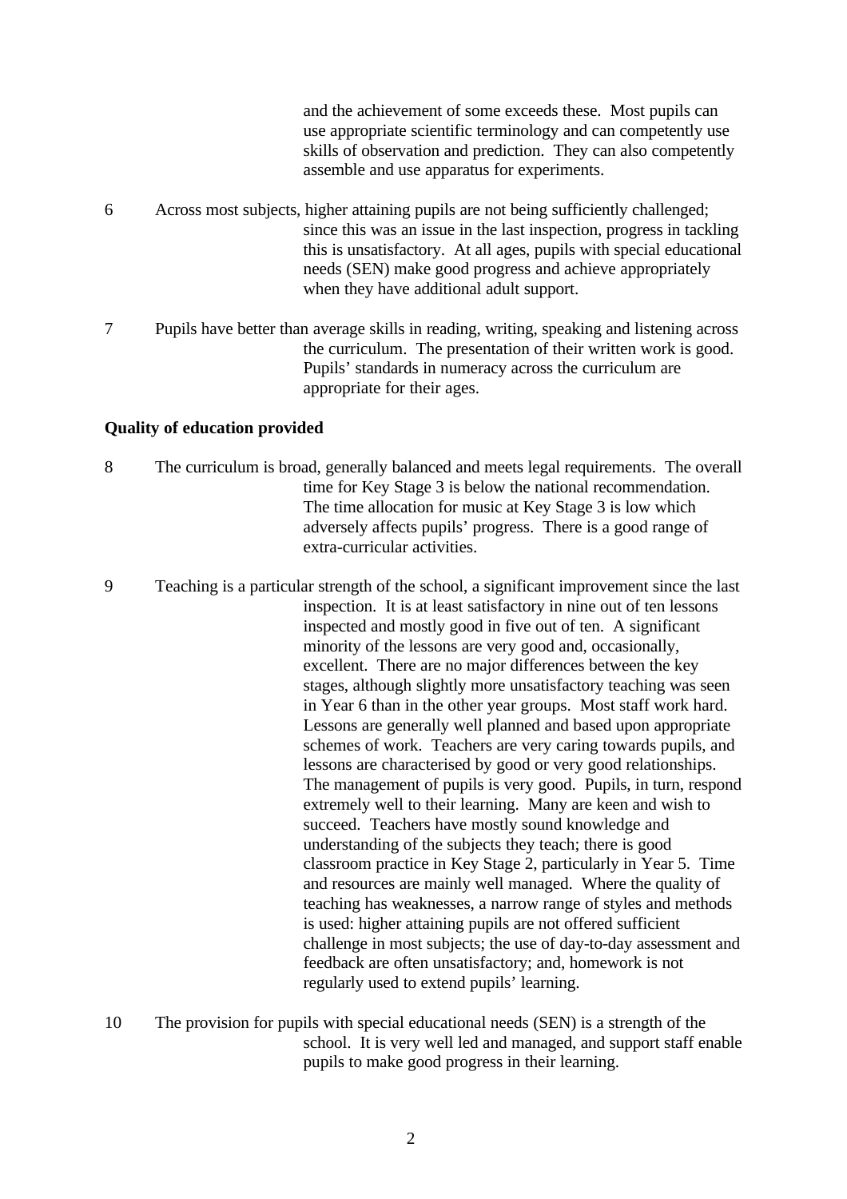and the achievement of some exceeds these. Most pupils can use appropriate scientific terminology and can competently use skills of observation and prediction. They can also competently assemble and use apparatus for experiments.

6 Across most subjects, higher attaining pupils are not being sufficiently challenged; since this was an issue in the last inspection, progress in tackling this is unsatisfactory. At all ages, pupils with special educational needs (SEN) make good progress and achieve appropriately when they have additional adult support.

7 Pupils have better than average skills in reading, writing, speaking and listening across the curriculum. The presentation of their written work is good. Pupils' standards in numeracy across the curriculum are appropriate for their ages.

**Quality of education provided**

8 The curriculum is broad, generally balanced and meets legal requirements. The overall time for Key Stage 3 is below the national recommendation. The time allocation for music at Key Stage 3 is low which adversely affects pupils' progress. There is a good range of extra-curricular activities.

9 Teaching is a particular strength of the school, a significant improvement since the last inspection. It is at least satisfactory in nine out of ten lessons inspected and mostly good in five out of ten. A significant minority of the lessons are very good and, occasionally, excellent. There are no major differences between the key stages, although slightly more unsatisfactory teaching was seen in Year 6 than in the other year groups. Most staff work hard. Lessons are generally well planned and based upon appropriate schemes of work. Teachers are very caring towards pupils, and lessons are characterised by good or very good relationships. The management of pupils is very good. Pupils, in turn, respond extremely well to their learning. Many are keen and wish to succeed. Teachers have mostly sound knowledge and understanding of the subjects they teach; there is good classroom practice in Key Stage 2, particularly in Year 5. Time and resources are mainly well managed. Where the quality of teaching has weaknesses, a narrow range of styles and methods is used: higher attaining pupils are not offered sufficient challenge in most subjects; the use of day-to-day assessment and feedback are often unsatisfactory; and, homework is not regularly used to extend pupils' learning.

10 The provision for pupils with special educational needs (SEN) is a strength of the school. It is very well led and managed, and support staff enable pupils to make good progress in their learning.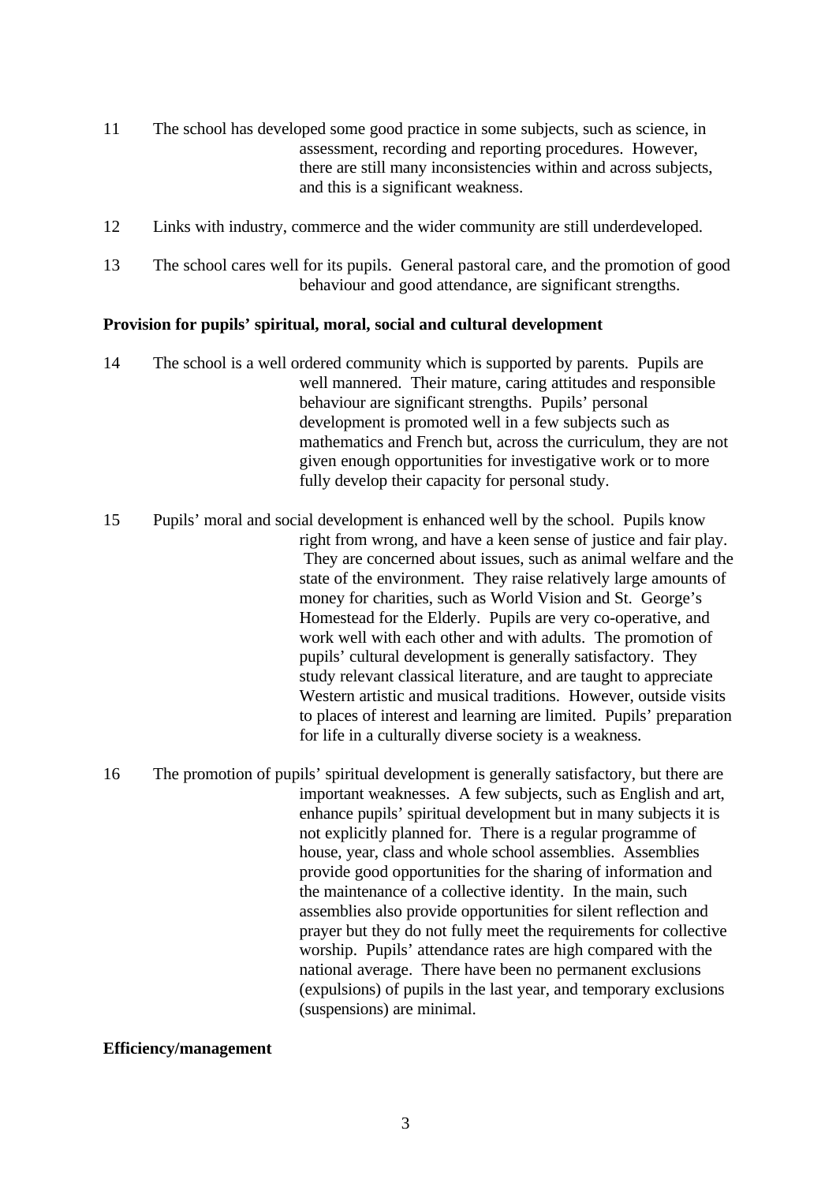11 The school has developed some good practice in some subjects, such as science, in assessment, recording and reporting procedures. However, there are still many inconsistencies within and across subjects, and this is a significant weakness.

12 Links with industry, commerce and the wider community are still underdeveloped.

13 The school cares well for its pupils. General pastoral care, and the promotion of good behaviour and good attendance, are significant strengths.

**Provision for pupils' spiritual, moral, social and cultural development**

14 The school is a well ordered community which is supported by parents. Pupils are well mannered. Their mature, caring attitudes and responsible behaviour are significant strengths. Pupils' personal development is promoted well in a few subjects such as mathematics and French but, across the curriculum, they are not given enough opportunities for investigative work or to more fully develop their capacity for personal study.

15 Pupils' moral and social development is enhanced well by the school. Pupils know right from wrong, and have a keen sense of justice and fair play. They are concerned about issues, such as animal welfare and the state of the environment. They raise relatively large amounts of money for charities, such as World Vision and St. George's Homestead for the Elderly. Pupils are very co-operative, and work well with each other and with adults. The promotion of pupils' cultural development is generally satisfactory. They study relevant classical literature, and are taught to appreciate Western artistic and musical traditions. However, outside visits to places of interest and learning are limited. Pupils' preparation for life in a culturally diverse society is a weakness.

16 The promotion of pupils' spiritual development is generally satisfactory, but there are important weaknesses. A few subjects, such as English and art, enhance pupils' spiritual development but in many subjects it is not explicitly planned for. There is a regular programme of house, year, class and whole school assemblies. Assemblies provide good opportunities for the sharing of information and the maintenance of a collective identity. In the main, such assemblies also provide opportunities for silent reflection and prayer but they do not fully meet the requirements for collective worship. Pupils' attendance rates are high compared with the national average. There have been no permanent exclusions (expulsions) of pupils in the last year, and temporary exclusions (suspensions) are minimal.

**Efficiency/management**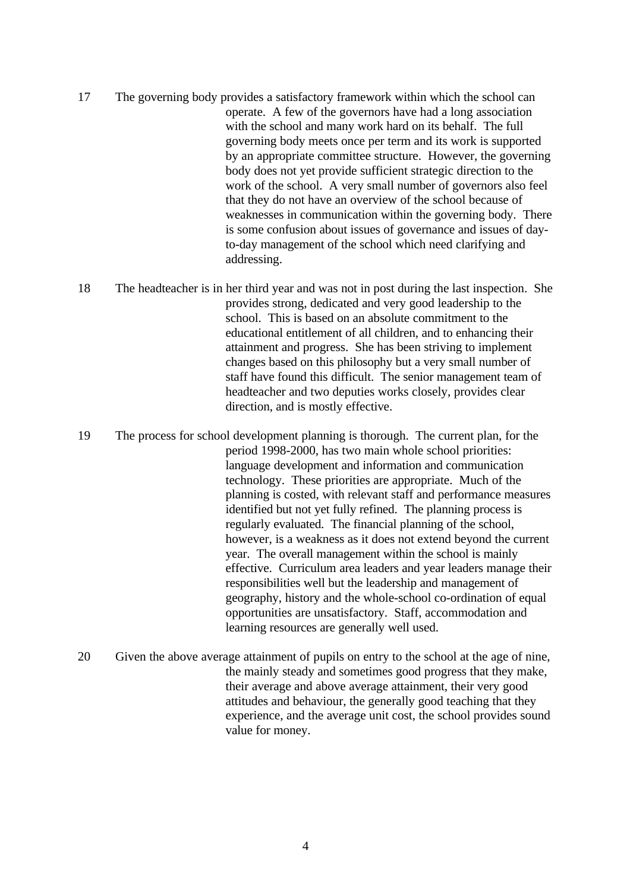17 The governing body provides a satisfactory framework within which the school can operate. A few of the governors have had a long association with the school and many work hard on its behalf. The full governing body meets once per term and its work is supported by an appropriate committee structure. However, the governing body does not yet provide sufficient strategic direction to the work of the school. A very small number of governors also feel that they do not have an overview of the school because of weaknesses in communication within the governing body. There is some confusion about issues of governance and issues of day-to-day management of the school which need clarifying and addressing.

18 The headteacher is in her third year and was not in post during the last inspection. She provides strong, dedicated and very good leadership to the school. This is based on an absolute commitment to the educational entitlement of all children, and to enhancing their attainment and progress. She has been striving to implement changes based on this philosophy but a very small number of staff have found this difficult. The senior management team of headteacher and two deputies works closely, provides clear direction, and is mostly effective.

19 The process for school development planning is thorough. The current plan, for the period 1998-2000, has two main whole school priorities: language development and information and communication technology. These priorities are appropriate. Much of the planning is costed, with relevant staff and performance measures identified but not yet fully refined. The planning process is regularly evaluated. The financial planning of the school, however, is a weakness as it does not extend beyond the current year. The overall management within the school is mainly effective. Curriculum area leaders and year leaders manage their responsibilities well but the leadership and management of geography, history and the whole-school co-ordination of equal opportunities are unsatisfactory. Staff, accommodation and learning resources are generally well used.

20 Given the above average attainment of pupils on entry to the school at the age of nine, the mainly steady and sometimes good progress that they make, their average and above average attainment, their very good attitudes and behaviour, the generally good teaching that they experience, and the average unit cost, the school provides sound value for money.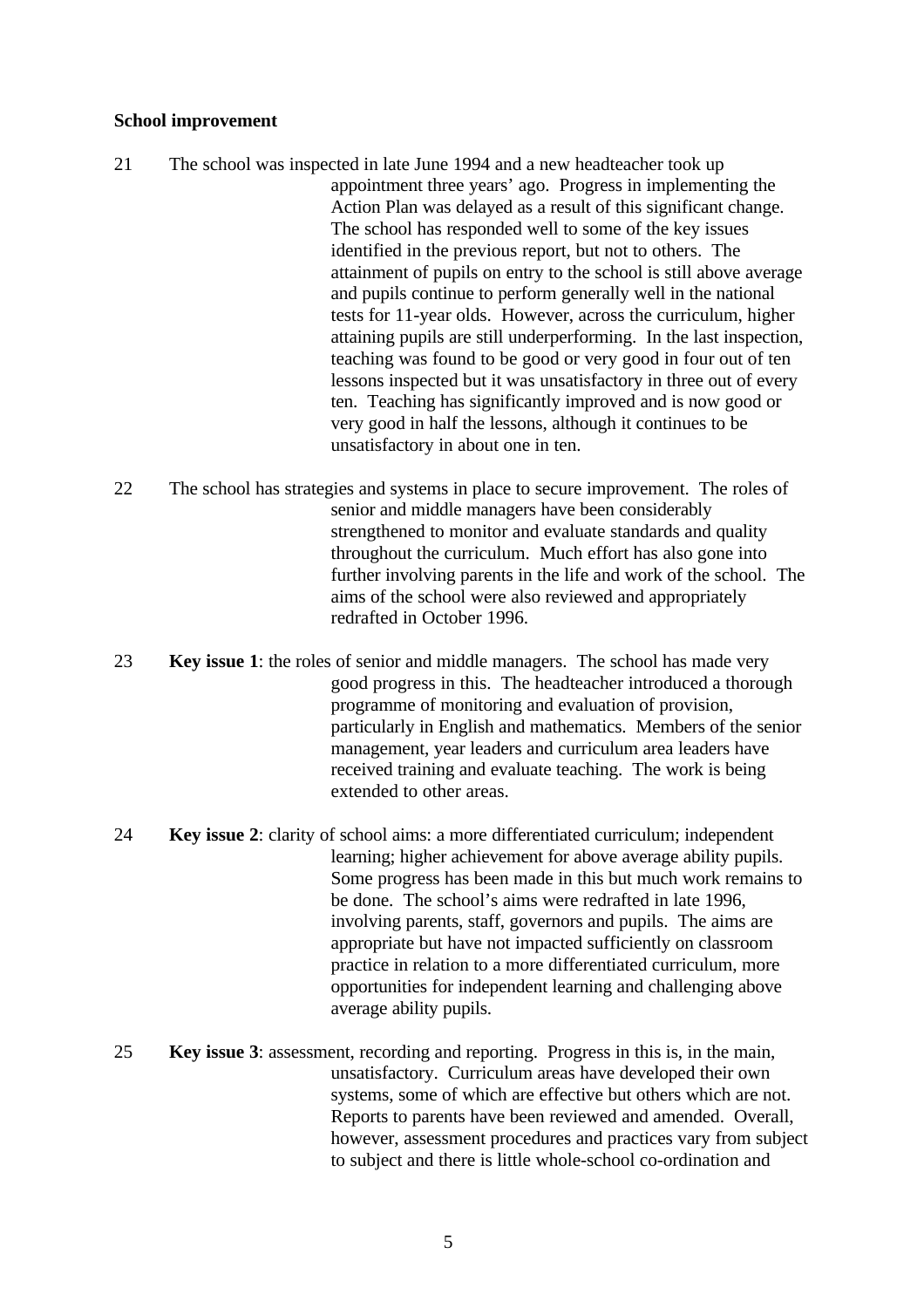**School improvement**

21 The school was inspected in late June 1994 and a new headteacher took up appointment three years' ago. Progress in implementing the Action Plan was delayed as a result of this significant change. The school has responded well to some of the key issues identified in the previous report, but not to others. The attainment of pupils on entry to the school is still above average and pupils continue to perform generally well in the national tests for 11-year olds. However, across the curriculum, higher attaining pupils are still underperforming. In the last inspection, teaching was found to be good or very good in four out of ten lessons inspected but it was unsatisfactory in three out of every ten. Teaching has significantly improved and is now good or very good in half the lessons, although it continues to be unsatisfactory in about one in ten.

22 The school has strategies and systems in place to secure improvement. The roles of senior and middle managers have been considerably strengthened to monitor and evaluate standards and quality throughout the curriculum. Much effort has also gone into further involving parents in the life and work of the school. The aims of the school were also reviewed and appropriately redrafted in October 1996.

23 **Key issue 1**: the roles of senior and middle managers. The school has made very good progress in this. The headteacher introduced a thorough programme of monitoring and evaluation of provision, particularly in English and mathematics. Members of the senior management, year leaders and curriculum area leaders have received training and evaluate teaching. The work is being extended to other areas.

24 **Key issue 2**: clarity of school aims: a more differentiated curriculum; independent learning; higher achievement for above average ability pupils. Some progress has been made in this but much work remains to be done. The school's aims were redrafted in late 1996, involving parents, staff, governors and pupils. The aims are appropriate but have not impacted sufficiently on classroom practice in relation to a more differentiated curriculum, more opportunities for independent learning and challenging above average ability pupils.

25 **Key issue 3**: assessment, recording and reporting. Progress in this is, in the main, unsatisfactory. Curriculum areas have developed their own systems, some of which are effective but others which are not. Reports to parents have been reviewed and amended. Overall, however, assessment procedures and practices vary from subject to subject and there is little whole-school co-ordination and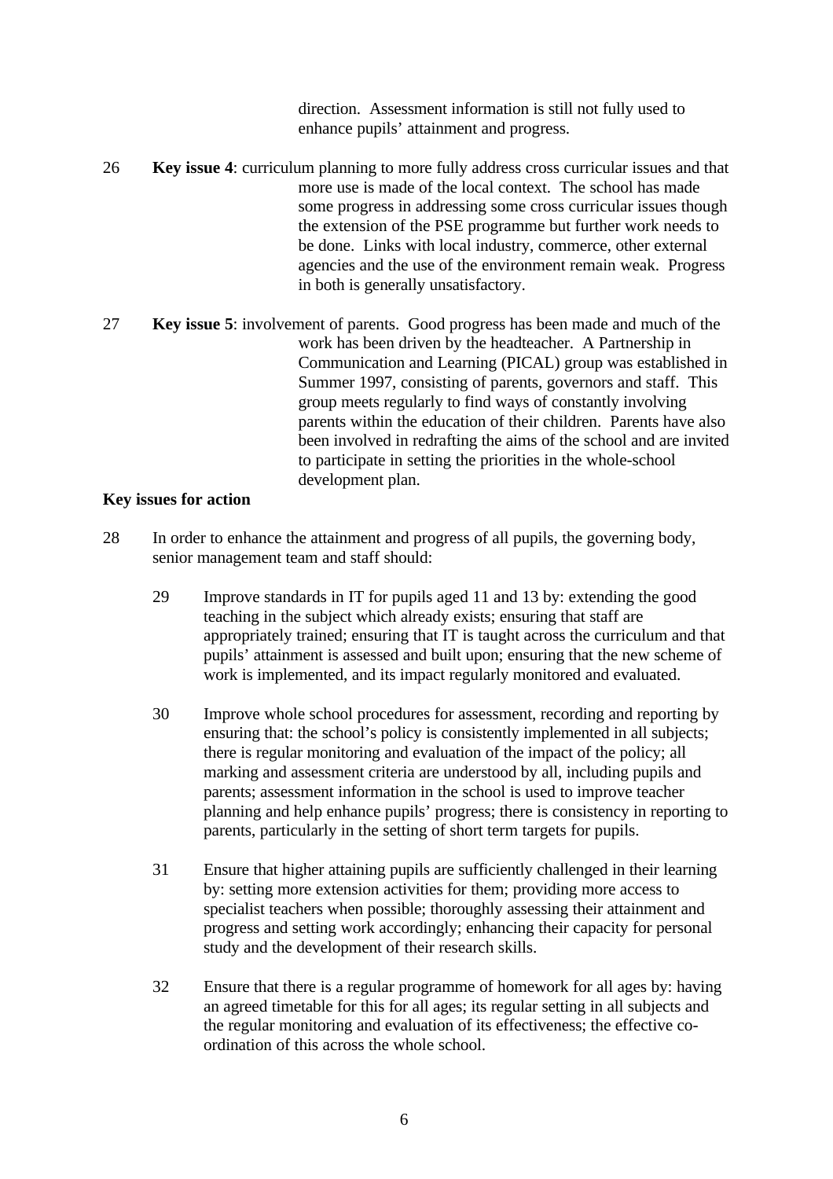direction. Assessment information is still not fully used to enhance pupils' attainment and progress.

26 **Key issue 4**: curriculum planning to more fully address cross curricular issues and that more use is made of the local context. The school has made some progress in addressing some cross curricular issues though the extension of the PSE programme but further work needs to be done. Links with local industry, commerce, other external agencies and the use of the environment remain weak. Progress in both is generally unsatisfactory.

27 **Key issue 5**: involvement of parents. Good progress has been made and much of the work has been driven by the headteacher. A Partnership in Communication and Learning (PICAL) group was established in Summer 1997, consisting of parents, governors and staff. This group meets regularly to find ways of constantly involving parents within the education of their children. Parents have also been involved in redrafting the aims of the school and are invited to participate in setting the priorities in the whole-school development plan.

**Key issues for action**

28 In order to enhance the attainment and progress of all pupils, the governing body, senior management team and staff should:

29 Improve standards in IT for pupils aged 11 and 13 by: extending the good teaching in the subject which already exists; ensuring that staff are appropriately trained; ensuring that IT is taught across the curriculum and that pupils' attainment is assessed and built upon; ensuring that the new scheme of work is implemented, and its impact regularly monitored and evaluated.

30 Improve whole school procedures for assessment, recording and reporting by ensuring that: the school's policy is consistently implemented in all subjects; there is regular monitoring and evaluation of the impact of the policy; all marking and assessment criteria are understood by all, including pupils and parents; assessment information in the school is used to improve teacher planning and help enhance pupils' progress; there is consistency in reporting to parents, particularly in the setting of short term targets for pupils.

31 Ensure that higher attaining pupils are sufficiently challenged in their learning by: setting more extension activities for them; providing more access to specialist teachers when possible; thoroughly assessing their attainment and progress and setting work accordingly; enhancing their capacity for personal study and the development of their research skills.

32 Ensure that there is a regular programme of homework for all ages by: having an agreed timetable for this for all ages; its regular setting in all subjects and the regular monitoring and evaluation of its effectiveness; the effective co-ordination of this across the whole school.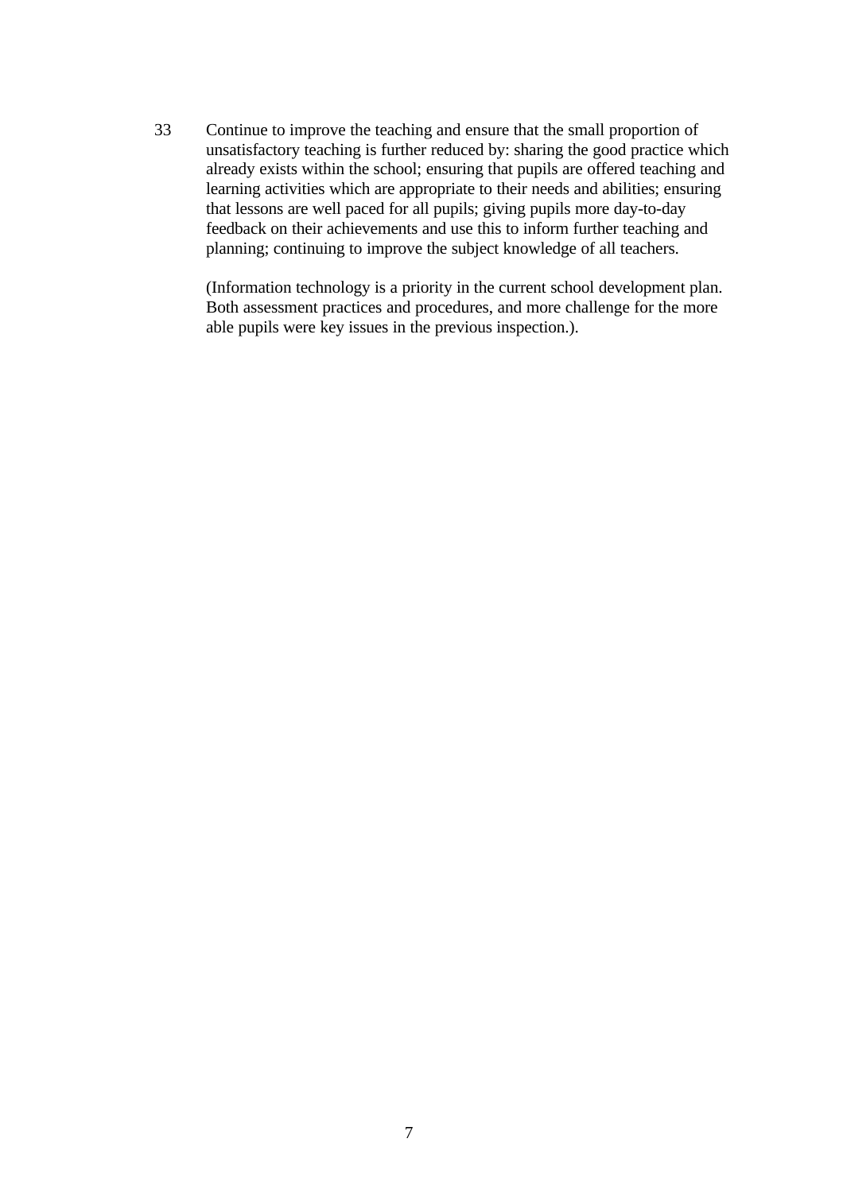33 Continue to improve the teaching and ensure that the small proportion of unsatisfactory teaching is further reduced by: sharing the good practice which already exists within the school; ensuring that pupils are offered teaching and learning activities which are appropriate to their needs and abilities; ensuring that lessons are well paced for all pupils; giving pupils more day-to-day feedback on their achievements and use this to inform further teaching and planning; continuing to improve the subject knowledge of all teachers.

(Information technology is a priority in the current school development plan. Both assessment practices and procedures, and more challenge for the more able pupils were key issues in the previous inspection.).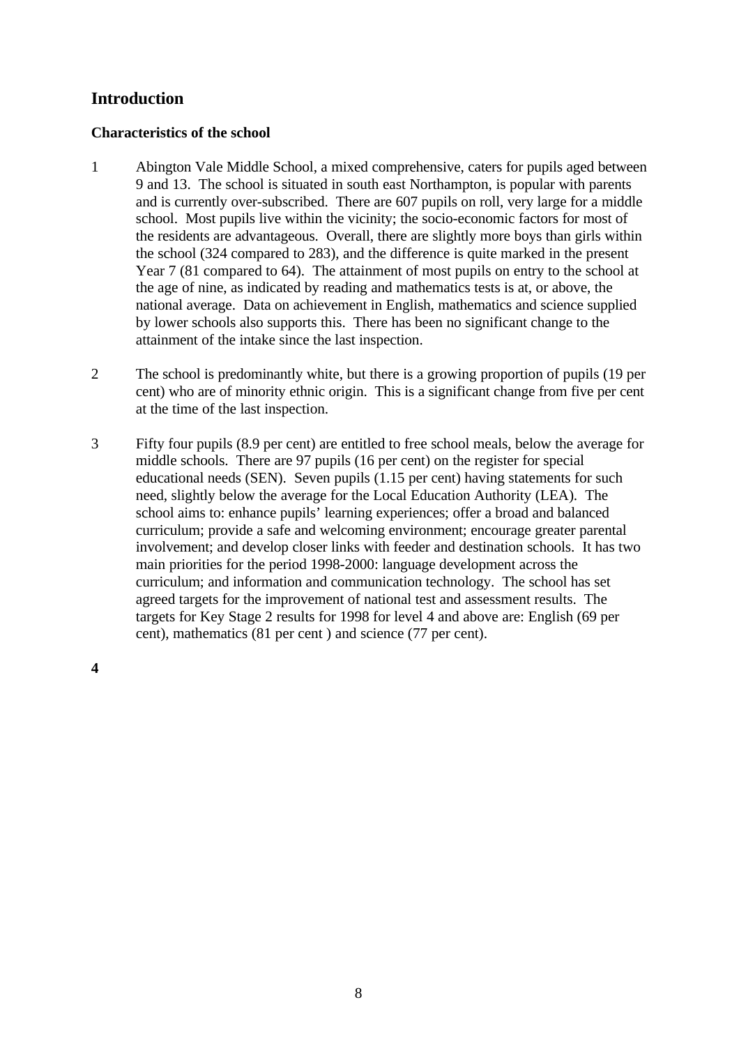# Introduction

## Characteristics of the school

1 Abington Vale Middle School, a mixed comprehensive, caters for pupils aged between 9 and 13. The school is situated in south east Northampton, is popular with parents and is currently over-subscribed. There are 607 pupils on roll, very large for a middle school. Most pupils live within the vicinity; the socio-economic factors for most of the residents are advantageous. Overall, there are slightly more boys than girls within the school (324 compared to 283), and the difference is quite marked in the present Year 7 (81 compared to 64). The attainment of most pupils on entry to the school at the age of nine, as indicated by reading and mathematics tests is at, or above, the national average. Data on achievement in English, mathematics and science supplied by lower schools also supports this. There has been no significant change to the attainment of the intake since the last inspection.

2 The school is predominantly white, but there is a growing proportion of pupils (19 per cent) who are of minority ethnic origin. This is a significant change from five per cent at the time of the last inspection.

3 Fifty four pupils (8.9 per cent) are entitled to free school meals, below the average for middle schools. There are 97 pupils (16 per cent) on the register for special educational needs (SEN). Seven pupils (1.15 per cent) having statements for such need, slightly below the average for the Local Education Authority (LEA). The school aims to: enhance pupils' learning experiences; offer a broad and balanced curriculum; provide a safe and welcoming environment; encourage greater parental involvement; and develop closer links with feeder and destination schools. It has two main priorities for the period 1998-2000: language development across the curriculum; and information and communication technology. The school has set agreed targets for the improvement of national test and assessment results. The targets for Key Stage 2 results for 1998 for level 4 and above are: English (69 per cent), mathematics (81 per cent ) and science (77 per cent).

**4**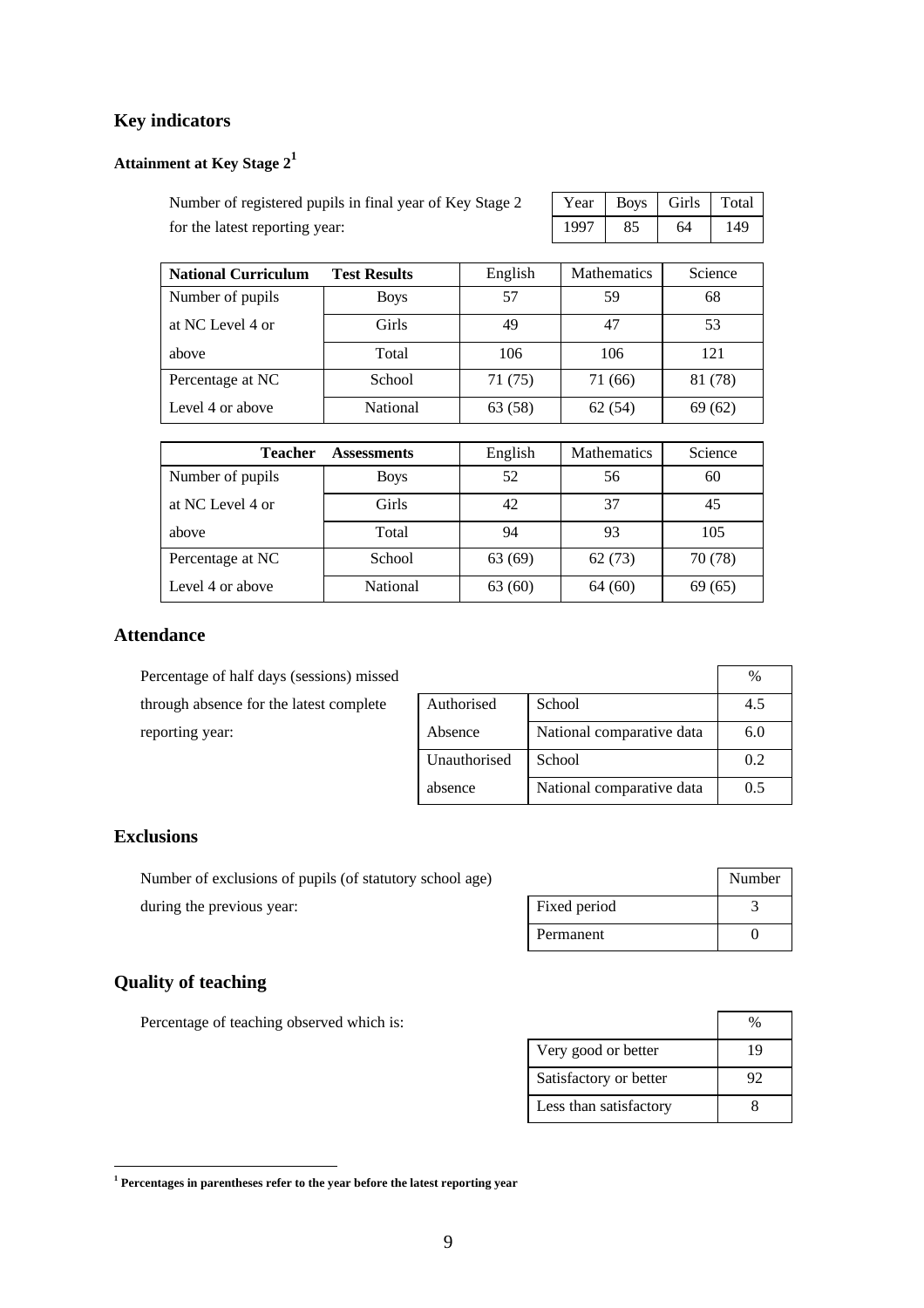## Key indicators

### Attainment at Key Stage 2[1]

Number of registered pupils in final year of Key Stage 2 for the latest reporting year:

| Year | Boys | Girls | Total |
|---|---|---|---|
| 1997 | 85 | 64 | 149 |

| National Curriculum | Test Results | English | Mathematics | Science |
|---|---|---|---|---|
| Number of pupils at NC Level 4 or above | Boys | 57 | 59 | 68 |
| | Girls | 49 | 47 | 53 |
| | Total | 106 | 106 | 121 |
| Percentage at NC Level 4 or above | School | 71 (75) | 71 (66) | 81 (78) |
| | National | 63 (58) | 62 (54) | 69 (62) |

| Teacher | Assessments | English | Mathematics | Science |
|---|---|---|---|---|
| Number of pupils at NC Level 4 or above | Boys | 52 | 56 | 60 |
| | Girls | 42 | 37 | 45 |
| | Total | 94 | 93 | 105 |
| Percentage at NC Level 4 or above | School | 63 (69) | 62 (73) | 70 (78) |
| | National | 63 (60) | 64 (60) | 69 (65) |

## Attendance

Percentage of half days (sessions) missed through absence for the latest complete reporting year:

| | | % |
|---|---|---|
| Authorised Absence | School | 4.5 |
| | National comparative data | 6.0 |
| Unauthorised absence | School | 0.2 |
| | National comparative data | 0.5 |

## Exclusions

Number of exclusions of pupils (of statutory school age) during the previous year:

| | Number |
|---|---|
| Fixed period | 3 |
| Permanent | 0 |

## Quality of teaching

Percentage of teaching observed which is:

| | % |
|---|---|
| Very good or better | 19 |
| Satisfactory or better | 92 |
| Less than satisfactory | 8 |

[1] **Percentages in parentheses refer to the year before the latest reporting year**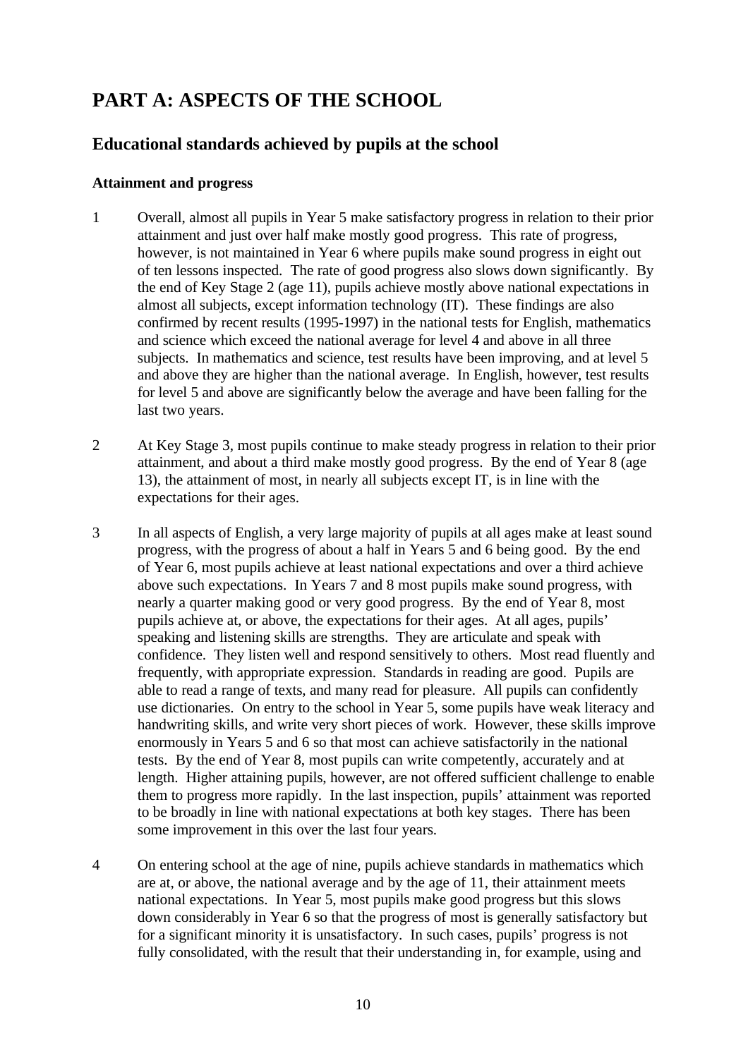# PART A: ASPECTS OF THE SCHOOL

## Educational standards achieved by pupils at the school

### Attainment and progress

1 Overall, almost all pupils in Year 5 make satisfactory progress in relation to their prior attainment and just over half make mostly good progress. This rate of progress, however, is not maintained in Year 6 where pupils make sound progress in eight out of ten lessons inspected. The rate of good progress also slows down significantly. By the end of Key Stage 2 (age 11), pupils achieve mostly above national expectations in almost all subjects, except information technology (IT). These findings are also confirmed by recent results (1995-1997) in the national tests for English, mathematics and science which exceed the national average for level 4 and above in all three subjects. In mathematics and science, test results have been improving, and at level 5 and above they are higher than the national average. In English, however, test results for level 5 and above are significantly below the average and have been falling for the last two years.

2 At Key Stage 3, most pupils continue to make steady progress in relation to their prior attainment, and about a third make mostly good progress. By the end of Year 8 (age 13), the attainment of most, in nearly all subjects except IT, is in line with the expectations for their ages.

3 In all aspects of English, a very large majority of pupils at all ages make at least sound progress, with the progress of about a half in Years 5 and 6 being good. By the end of Year 6, most pupils achieve at least national expectations and over a third achieve above such expectations. In Years 7 and 8 most pupils make sound progress, with nearly a quarter making good or very good progress. By the end of Year 8, most pupils achieve at, or above, the expectations for their ages. At all ages, pupils' speaking and listening skills are strengths. They are articulate and speak with confidence. They listen well and respond sensitively to others. Most read fluently and frequently, with appropriate expression. Standards in reading are good. Pupils are able to read a range of texts, and many read for pleasure. All pupils can confidently use dictionaries. On entry to the school in Year 5, some pupils have weak literacy and handwriting skills, and write very short pieces of work. However, these skills improve enormously in Years 5 and 6 so that most can achieve satisfactorily in the national tests. By the end of Year 8, most pupils can write competently, accurately and at length. Higher attaining pupils, however, are not offered sufficient challenge to enable them to progress more rapidly. In the last inspection, pupils' attainment was reported to be broadly in line with national expectations at both key stages. There has been some improvement in this over the last four years.

4 On entering school at the age of nine, pupils achieve standards in mathematics which are at, or above, the national average and by the age of 11, their attainment meets national expectations. In Year 5, most pupils make good progress but this slows down considerably in Year 6 so that the progress of most is generally satisfactory but for a significant minority it is unsatisfactory. In such cases, pupils' progress is not fully consolidated, with the result that their understanding in, for example, using and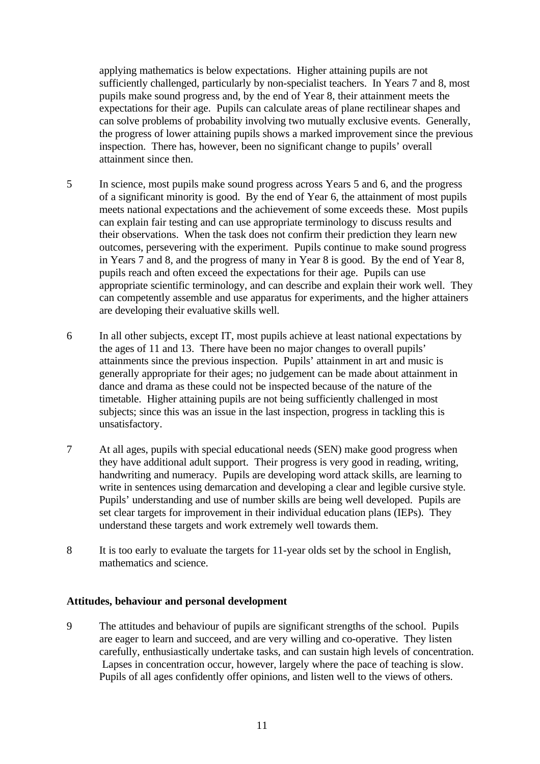applying mathematics is below expectations. Higher attaining pupils are not sufficiently challenged, particularly by non-specialist teachers. In Years 7 and 8, most pupils make sound progress and, by the end of Year 8, their attainment meets the expectations for their age. Pupils can calculate areas of plane rectilinear shapes and can solve problems of probability involving two mutually exclusive events. Generally, the progress of lower attaining pupils shows a marked improvement since the previous inspection. There has, however, been no significant change to pupils' overall attainment since then.

5 In science, most pupils make sound progress across Years 5 and 6, and the progress of a significant minority is good. By the end of Year 6, the attainment of most pupils meets national expectations and the achievement of some exceeds these. Most pupils can explain fair testing and can use appropriate terminology to discuss results and their observations. When the task does not confirm their prediction they learn new outcomes, persevering with the experiment. Pupils continue to make sound progress in Years 7 and 8, and the progress of many in Year 8 is good. By the end of Year 8, pupils reach and often exceed the expectations for their age. Pupils can use appropriate scientific terminology, and can describe and explain their work well. They can competently assemble and use apparatus for experiments, and the higher attainers are developing their evaluative skills well.

6 In all other subjects, except IT, most pupils achieve at least national expectations by the ages of 11 and 13. There have been no major changes to overall pupils' attainments since the previous inspection. Pupils' attainment in art and music is generally appropriate for their ages; no judgement can be made about attainment in dance and drama as these could not be inspected because of the nature of the timetable. Higher attaining pupils are not being sufficiently challenged in most subjects; since this was an issue in the last inspection, progress in tackling this is unsatisfactory.

7 At all ages, pupils with special educational needs (SEN) make good progress when they have additional adult support. Their progress is very good in reading, writing, handwriting and numeracy. Pupils are developing word attack skills, are learning to write in sentences using demarcation and developing a clear and legible cursive style. Pupils' understanding and use of number skills are being well developed. Pupils are set clear targets for improvement in their individual education plans (IEPs). They understand these targets and work extremely well towards them.

8 It is too early to evaluate the targets for 11-year olds set by the school in English, mathematics and science.

**Attitudes, behaviour and personal development**

9 The attitudes and behaviour of pupils are significant strengths of the school. Pupils are eager to learn and succeed, and are very willing and co-operative. They listen carefully, enthusiastically undertake tasks, and can sustain high levels of concentration. Lapses in concentration occur, however, largely where the pace of teaching is slow. Pupils of all ages confidently offer opinions, and listen well to the views of others.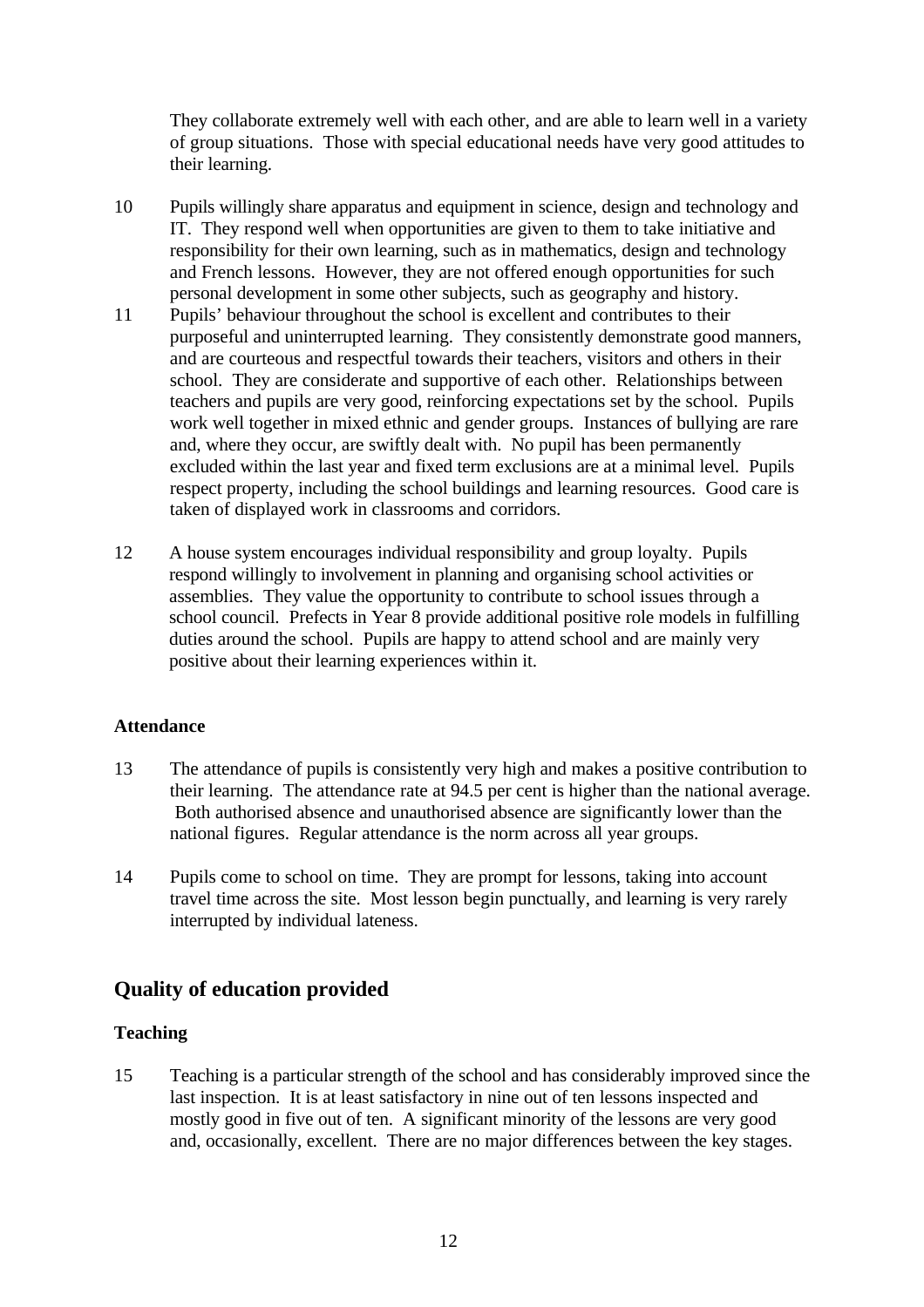They collaborate extremely well with each other, and are able to learn well in a variety of group situations. Those with special educational needs have very good attitudes to their learning.

10 Pupils willingly share apparatus and equipment in science, design and technology and IT. They respond well when opportunities are given to them to take initiative and responsibility for their own learning, such as in mathematics, design and technology and French lessons. However, they are not offered enough opportunities for such personal development in some other subjects, such as geography and history.

11 Pupils' behaviour throughout the school is excellent and contributes to their purposeful and uninterrupted learning. They consistently demonstrate good manners, and are courteous and respectful towards their teachers, visitors and others in their school. They are considerate and supportive of each other. Relationships between teachers and pupils are very good, reinforcing expectations set by the school. Pupils work well together in mixed ethnic and gender groups. Instances of bullying are rare and, where they occur, are swiftly dealt with. No pupil has been permanently excluded within the last year and fixed term exclusions are at a minimal level. Pupils respect property, including the school buildings and learning resources. Good care is taken of displayed work in classrooms and corridors.

12 A house system encourages individual responsibility and group loyalty. Pupils respond willingly to involvement in planning and organising school activities or assemblies. They value the opportunity to contribute to school issues through a school council. Prefects in Year 8 provide additional positive role models in fulfilling duties around the school. Pupils are happy to attend school and are mainly very positive about their learning experiences within it.

### Attendance

13 The attendance of pupils is consistently very high and makes a positive contribution to their learning. The attendance rate at 94.5 per cent is higher than the national average. Both authorised absence and unauthorised absence are significantly lower than the national figures. Regular attendance is the norm across all year groups.

14 Pupils come to school on time. They are prompt for lessons, taking into account travel time across the site. Most lesson begin punctually, and learning is very rarely interrupted by individual lateness.

## Quality of education provided

### Teaching

15 Teaching is a particular strength of the school and has considerably improved since the last inspection. It is at least satisfactory in nine out of ten lessons inspected and mostly good in five out of ten. A significant minority of the lessons are very good and, occasionally, excellent. There are no major differences between the key stages.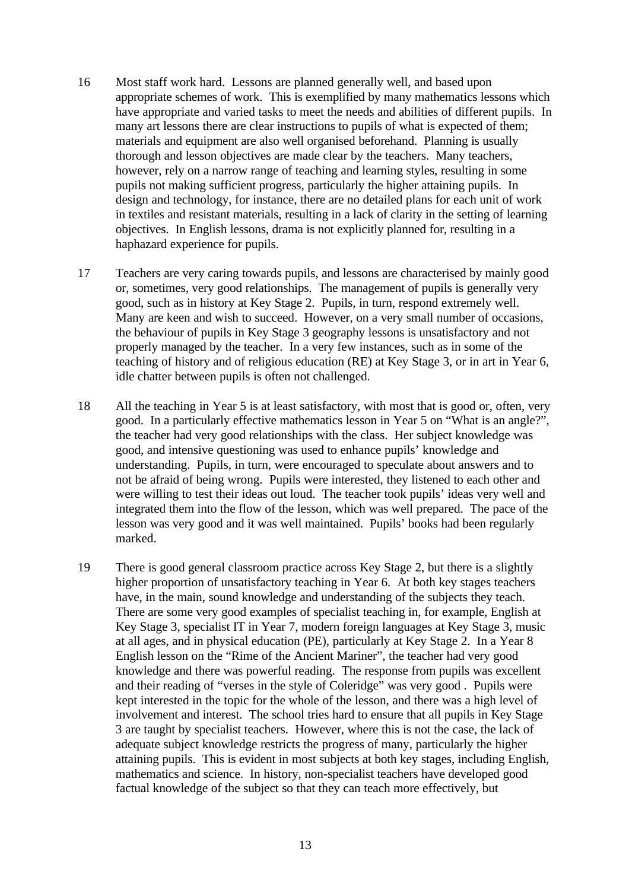16 Most staff work hard. Lessons are planned generally well, and based upon appropriate schemes of work. This is exemplified by many mathematics lessons which have appropriate and varied tasks to meet the needs and abilities of different pupils. In many art lessons there are clear instructions to pupils of what is expected of them; materials and equipment are also well organised beforehand. Planning is usually thorough and lesson objectives are made clear by the teachers. Many teachers, however, rely on a narrow range of teaching and learning styles, resulting in some pupils not making sufficient progress, particularly the higher attaining pupils. In design and technology, for instance, there are no detailed plans for each unit of work in textiles and resistant materials, resulting in a lack of clarity in the setting of learning objectives. In English lessons, drama is not explicitly planned for, resulting in a haphazard experience for pupils.

17 Teachers are very caring towards pupils, and lessons are characterised by mainly good or, sometimes, very good relationships. The management of pupils is generally very good, such as in history at Key Stage 2. Pupils, in turn, respond extremely well. Many are keen and wish to succeed. However, on a very small number of occasions, the behaviour of pupils in Key Stage 3 geography lessons is unsatisfactory and not properly managed by the teacher. In a very few instances, such as in some of the teaching of history and of religious education (RE) at Key Stage 3, or in art in Year 6, idle chatter between pupils is often not challenged.

18 All the teaching in Year 5 is at least satisfactory, with most that is good or, often, very good. In a particularly effective mathematics lesson in Year 5 on "What is an angle?", the teacher had very good relationships with the class. Her subject knowledge was good, and intensive questioning was used to enhance pupils' knowledge and understanding. Pupils, in turn, were encouraged to speculate about answers and to not be afraid of being wrong. Pupils were interested, they listened to each other and were willing to test their ideas out loud. The teacher took pupils' ideas very well and integrated them into the flow of the lesson, which was well prepared. The pace of the lesson was very good and it was well maintained. Pupils' books had been regularly marked.

19 There is good general classroom practice across Key Stage 2, but there is a slightly higher proportion of unsatisfactory teaching in Year 6. At both key stages teachers have, in the main, sound knowledge and understanding of the subjects they teach. There are some very good examples of specialist teaching in, for example, English at Key Stage 3, specialist IT in Year 7, modern foreign languages at Key Stage 3, music at all ages, and in physical education (PE), particularly at Key Stage 2. In a Year 8 English lesson on the "Rime of the Ancient Mariner", the teacher had very good knowledge and there was powerful reading. The response from pupils was excellent and their reading of "verses in the style of Coleridge" was very good . Pupils were kept interested in the topic for the whole of the lesson, and there was a high level of involvement and interest. The school tries hard to ensure that all pupils in Key Stage 3 are taught by specialist teachers. However, where this is not the case, the lack of adequate subject knowledge restricts the progress of many, particularly the higher attaining pupils. This is evident in most subjects at both key stages, including English, mathematics and science. In history, non-specialist teachers have developed good factual knowledge of the subject so that they can teach more effectively, but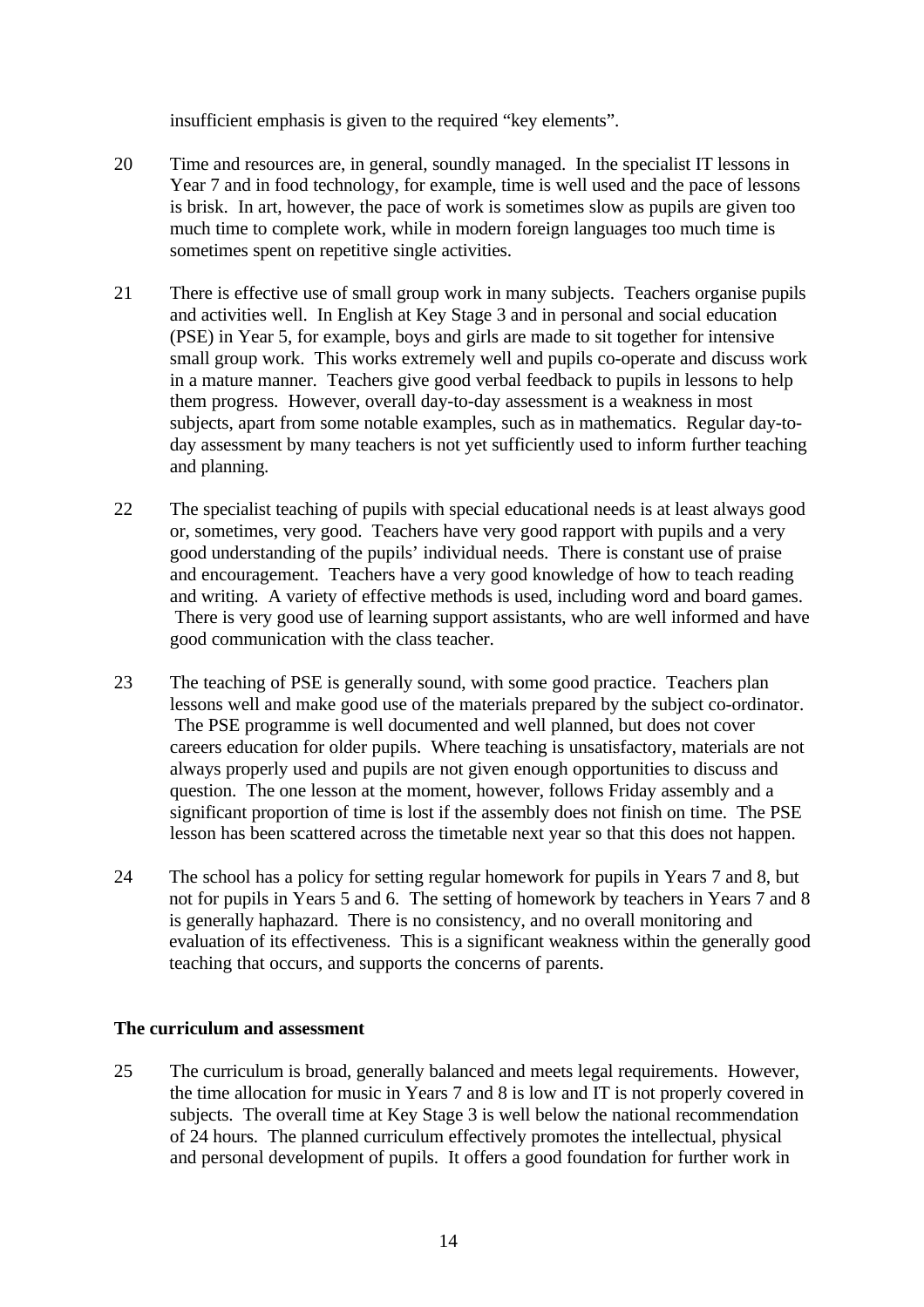insufficient emphasis is given to the required “key elements”.

20 Time and resources are, in general, soundly managed. In the specialist IT lessons in Year 7 and in food technology, for example, time is well used and the pace of lessons is brisk. In art, however, the pace of work is sometimes slow as pupils are given too much time to complete work, while in modern foreign languages too much time is sometimes spent on repetitive single activities.

21 There is effective use of small group work in many subjects. Teachers organise pupils and activities well. In English at Key Stage 3 and in personal and social education (PSE) in Year 5, for example, boys and girls are made to sit together for intensive small group work. This works extremely well and pupils co-operate and discuss work in a mature manner. Teachers give good verbal feedback to pupils in lessons to help them progress. However, overall day-to-day assessment is a weakness in most subjects, apart from some notable examples, such as in mathematics. Regular day-to-day assessment by many teachers is not yet sufficiently used to inform further teaching and planning.

22 The specialist teaching of pupils with special educational needs is at least always good or, sometimes, very good. Teachers have very good rapport with pupils and a very good understanding of the pupils’ individual needs. There is constant use of praise and encouragement. Teachers have a very good knowledge of how to teach reading and writing. A variety of effective methods is used, including word and board games. There is very good use of learning support assistants, who are well informed and have good communication with the class teacher.

23 The teaching of PSE is generally sound, with some good practice. Teachers plan lessons well and make good use of the materials prepared by the subject co-ordinator. The PSE programme is well documented and well planned, but does not cover careers education for older pupils. Where teaching is unsatisfactory, materials are not always properly used and pupils are not given enough opportunities to discuss and question. The one lesson at the moment, however, follows Friday assembly and a significant proportion of time is lost if the assembly does not finish on time. The PSE lesson has been scattered across the timetable next year so that this does not happen.

24 The school has a policy for setting regular homework for pupils in Years 7 and 8, but not for pupils in Years 5 and 6. The setting of homework by teachers in Years 7 and 8 is generally haphazard. There is no consistency, and no overall monitoring and evaluation of its effectiveness. This is a significant weakness within the generally good teaching that occurs, and supports the concerns of parents.

**The curriculum and assessment**

25 The curriculum is broad, generally balanced and meets legal requirements. However, the time allocation for music in Years 7 and 8 is low and IT is not properly covered in subjects. The overall time at Key Stage 3 is well below the national recommendation of 24 hours. The planned curriculum effectively promotes the intellectual, physical and personal development of pupils. It offers a good foundation for further work in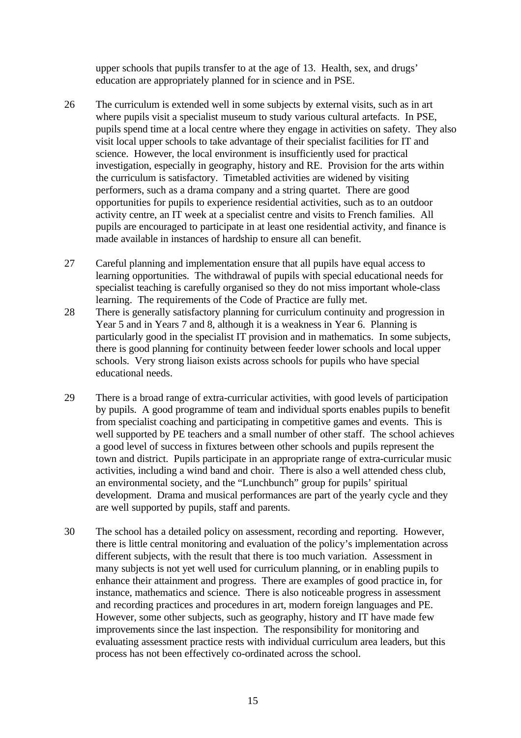upper schools that pupils transfer to at the age of 13. Health, sex, and drugs' education are appropriately planned for in science and in PSE.

26 The curriculum is extended well in some subjects by external visits, such as in art where pupils visit a specialist museum to study various cultural artefacts. In PSE, pupils spend time at a local centre where they engage in activities on safety. They also visit local upper schools to take advantage of their specialist facilities for IT and science. However, the local environment is insufficiently used for practical investigation, especially in geography, history and RE. Provision for the arts within the curriculum is satisfactory. Timetabled activities are widened by visiting performers, such as a drama company and a string quartet. There are good opportunities for pupils to experience residential activities, such as to an outdoor activity centre, an IT week at a specialist centre and visits to French families. All pupils are encouraged to participate in at least one residential activity, and finance is made available in instances of hardship to ensure all can benefit.

27 Careful planning and implementation ensure that all pupils have equal access to learning opportunities. The withdrawal of pupils with special educational needs for specialist teaching is carefully organised so they do not miss important whole-class learning. The requirements of the Code of Practice are fully met.

28 There is generally satisfactory planning for curriculum continuity and progression in Year 5 and in Years 7 and 8, although it is a weakness in Year 6. Planning is particularly good in the specialist IT provision and in mathematics. In some subjects, there is good planning for continuity between feeder lower schools and local upper schools. Very strong liaison exists across schools for pupils who have special educational needs.

29 There is a broad range of extra-curricular activities, with good levels of participation by pupils. A good programme of team and individual sports enables pupils to benefit from specialist coaching and participating in competitive games and events. This is well supported by PE teachers and a small number of other staff. The school achieves a good level of success in fixtures between other schools and pupils represent the town and district. Pupils participate in an appropriate range of extra-curricular music activities, including a wind band and choir. There is also a well attended chess club, an environmental society, and the "Lunchbunch" group for pupils' spiritual development. Drama and musical performances are part of the yearly cycle and they are well supported by pupils, staff and parents.

30 The school has a detailed policy on assessment, recording and reporting. However, there is little central monitoring and evaluation of the policy's implementation across different subjects, with the result that there is too much variation. Assessment in many subjects is not yet well used for curriculum planning, or in enabling pupils to enhance their attainment and progress. There are examples of good practice in, for instance, mathematics and science. There is also noticeable progress in assessment and recording practices and procedures in art, modern foreign languages and PE. However, some other subjects, such as geography, history and IT have made few improvements since the last inspection. The responsibility for monitoring and evaluating assessment practice rests with individual curriculum area leaders, but this process has not been effectively co-ordinated across the school.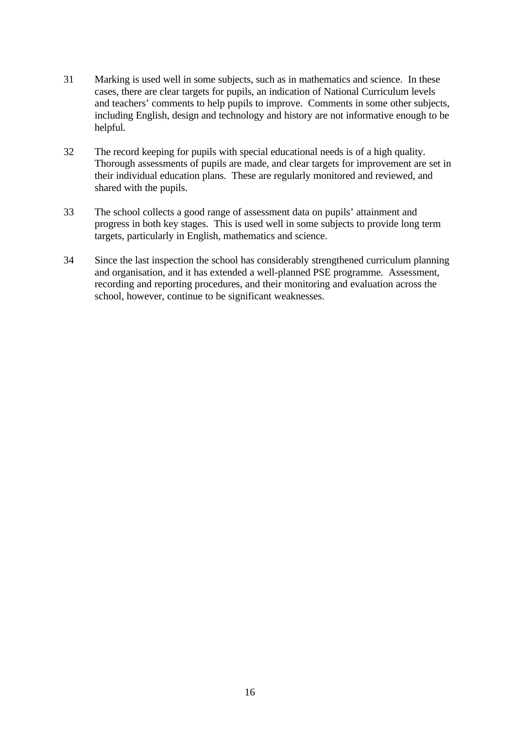31 Marking is used well in some subjects, such as in mathematics and science. In these cases, there are clear targets for pupils, an indication of National Curriculum levels and teachers' comments to help pupils to improve. Comments in some other subjects, including English, design and technology and history are not informative enough to be helpful.

32 The record keeping for pupils with special educational needs is of a high quality. Thorough assessments of pupils are made, and clear targets for improvement are set in their individual education plans. These are regularly monitored and reviewed, and shared with the pupils.

33 The school collects a good range of assessment data on pupils' attainment and progress in both key stages. This is used well in some subjects to provide long term targets, particularly in English, mathematics and science.

34 Since the last inspection the school has considerably strengthened curriculum planning and organisation, and it has extended a well-planned PSE programme. Assessment, recording and reporting procedures, and their monitoring and evaluation across the school, however, continue to be significant weaknesses.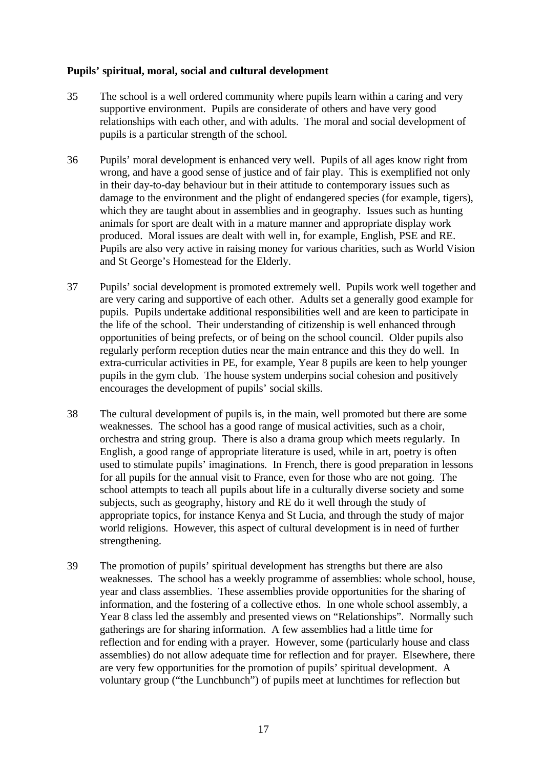**Pupils' spiritual, moral, social and cultural development**

35 The school is a well ordered community where pupils learn within a caring and very supportive environment. Pupils are considerate of others and have very good relationships with each other, and with adults. The moral and social development of pupils is a particular strength of the school.

36 Pupils' moral development is enhanced very well. Pupils of all ages know right from wrong, and have a good sense of justice and of fair play. This is exemplified not only in their day-to-day behaviour but in their attitude to contemporary issues such as damage to the environment and the plight of endangered species (for example, tigers), which they are taught about in assemblies and in geography. Issues such as hunting animals for sport are dealt with in a mature manner and appropriate display work produced. Moral issues are dealt with well in, for example, English, PSE and RE. Pupils are also very active in raising money for various charities, such as World Vision and St George's Homestead for the Elderly.

37 Pupils' social development is promoted extremely well. Pupils work well together and are very caring and supportive of each other. Adults set a generally good example for pupils. Pupils undertake additional responsibilities well and are keen to participate in the life of the school. Their understanding of citizenship is well enhanced through opportunities of being prefects, or of being on the school council. Older pupils also regularly perform reception duties near the main entrance and this they do well. In extra-curricular activities in PE, for example, Year 8 pupils are keen to help younger pupils in the gym club. The house system underpins social cohesion and positively encourages the development of pupils' social skills.

38 The cultural development of pupils is, in the main, well promoted but there are some weaknesses. The school has a good range of musical activities, such as a choir, orchestra and string group. There is also a drama group which meets regularly. In English, a good range of appropriate literature is used, while in art, poetry is often used to stimulate pupils' imaginations. In French, there is good preparation in lessons for all pupils for the annual visit to France, even for those who are not going. The school attempts to teach all pupils about life in a culturally diverse society and some subjects, such as geography, history and RE do it well through the study of appropriate topics, for instance Kenya and St Lucia, and through the study of major world religions. However, this aspect of cultural development is in need of further strengthening.

39 The promotion of pupils' spiritual development has strengths but there are also weaknesses. The school has a weekly programme of assemblies: whole school, house, year and class assemblies. These assemblies provide opportunities for the sharing of information, and the fostering of a collective ethos. In one whole school assembly, a Year 8 class led the assembly and presented views on "Relationships". Normally such gatherings are for sharing information. A few assemblies had a little time for reflection and for ending with a prayer. However, some (particularly house and class assemblies) do not allow adequate time for reflection and for prayer. Elsewhere, there are very few opportunities for the promotion of pupils' spiritual development. A voluntary group ("the Lunchbunch") of pupils meet at lunchtimes for reflection but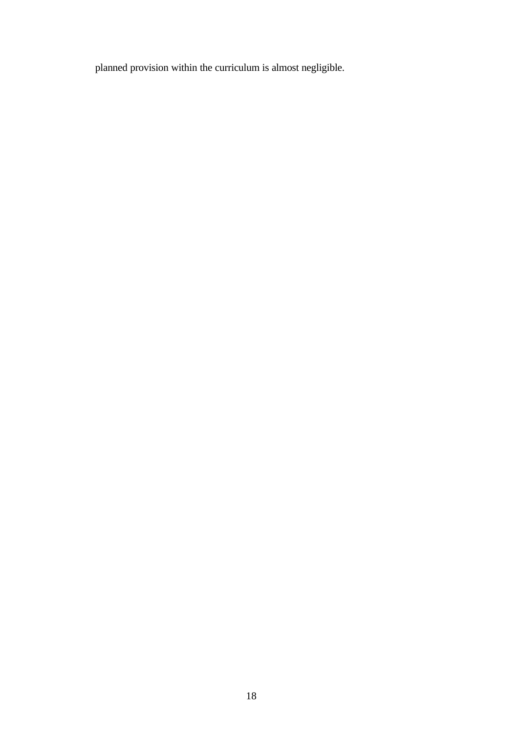planned provision within the curriculum is almost negligible.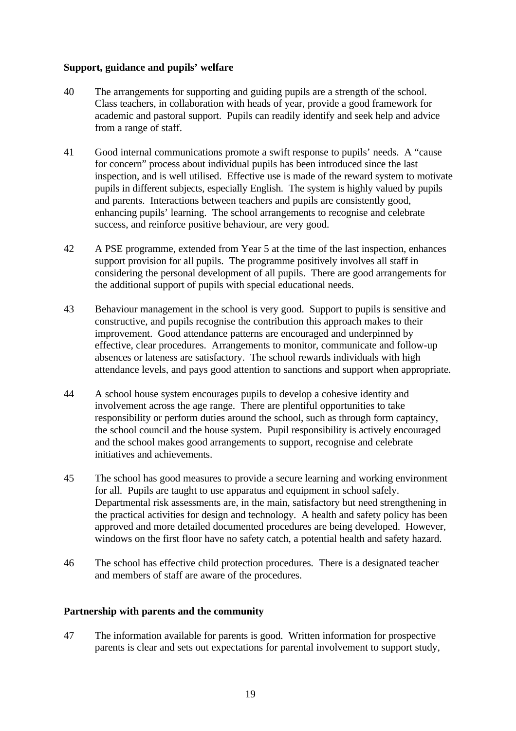**Support, guidance and pupils' welfare**

40 The arrangements for supporting and guiding pupils are a strength of the school. Class teachers, in collaboration with heads of year, provide a good framework for academic and pastoral support. Pupils can readily identify and seek help and advice from a range of staff.

41 Good internal communications promote a swift response to pupils' needs. A "cause for concern" process about individual pupils has been introduced since the last inspection, and is well utilised. Effective use is made of the reward system to motivate pupils in different subjects, especially English. The system is highly valued by pupils and parents. Interactions between teachers and pupils are consistently good, enhancing pupils' learning. The school arrangements to recognise and celebrate success, and reinforce positive behaviour, are very good.

42 A PSE programme, extended from Year 5 at the time of the last inspection, enhances support provision for all pupils. The programme positively involves all staff in considering the personal development of all pupils. There are good arrangements for the additional support of pupils with special educational needs.

43 Behaviour management in the school is very good. Support to pupils is sensitive and constructive, and pupils recognise the contribution this approach makes to their improvement. Good attendance patterns are encouraged and underpinned by effective, clear procedures. Arrangements to monitor, communicate and follow-up absences or lateness are satisfactory. The school rewards individuals with high attendance levels, and pays good attention to sanctions and support when appropriate.

44 A school house system encourages pupils to develop a cohesive identity and involvement across the age range. There are plentiful opportunities to take responsibility or perform duties around the school, such as through form captaincy, the school council and the house system. Pupil responsibility is actively encouraged and the school makes good arrangements to support, recognise and celebrate initiatives and achievements.

45 The school has good measures to provide a secure learning and working environment for all. Pupils are taught to use apparatus and equipment in school safely. Departmental risk assessments are, in the main, satisfactory but need strengthening in the practical activities for design and technology. A health and safety policy has been approved and more detailed documented procedures are being developed. However, windows on the first floor have no safety catch, a potential health and safety hazard.

46 The school has effective child protection procedures. There is a designated teacher and members of staff are aware of the procedures.

**Partnership with parents and the community**

47 The information available for parents is good. Written information for prospective parents is clear and sets out expectations for parental involvement to support study,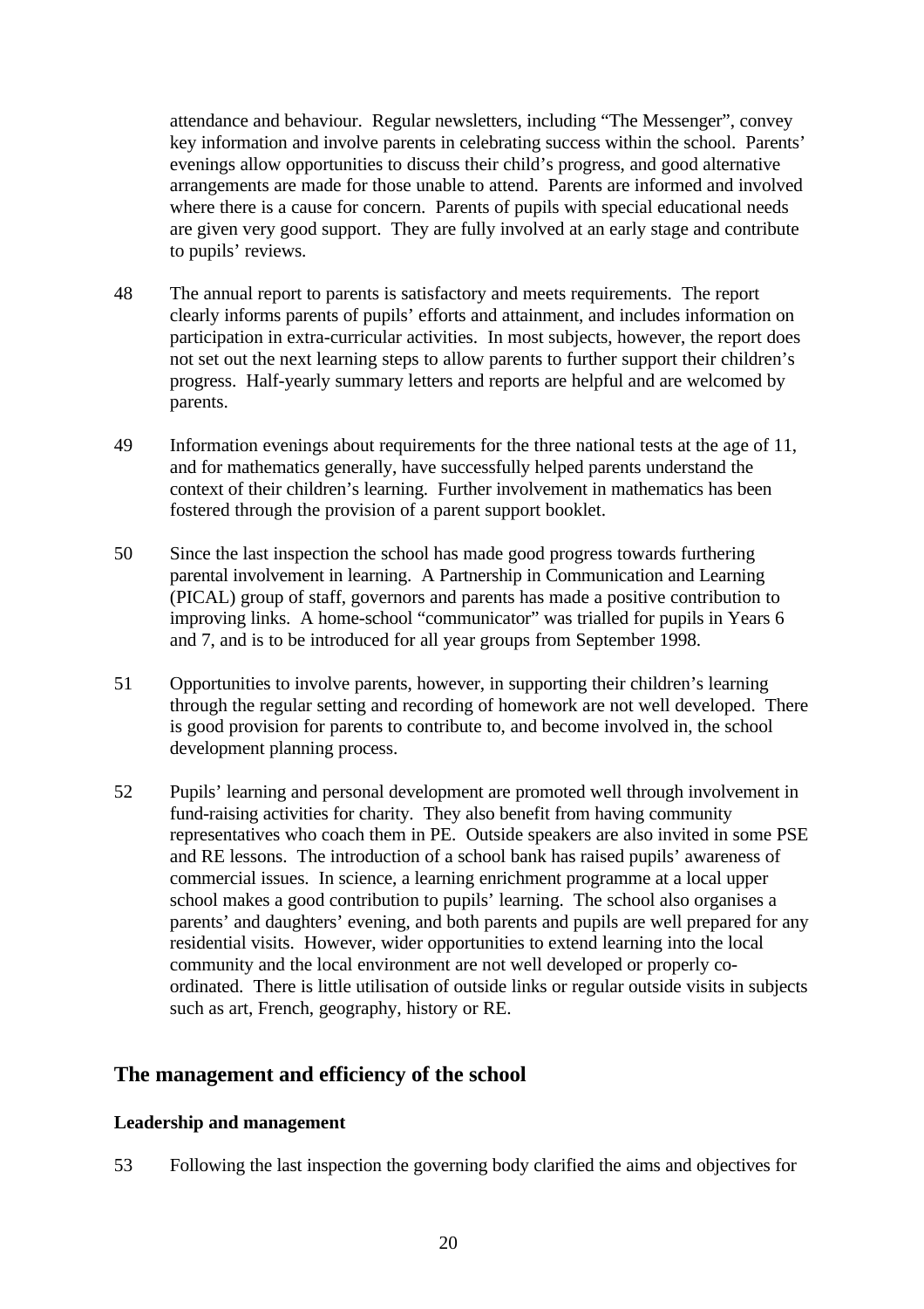attendance and behaviour. Regular newsletters, including "The Messenger", convey key information and involve parents in celebrating success within the school. Parents' evenings allow opportunities to discuss their child's progress, and good alternative arrangements are made for those unable to attend. Parents are informed and involved where there is a cause for concern. Parents of pupils with special educational needs are given very good support. They are fully involved at an early stage and contribute to pupils' reviews.

48 The annual report to parents is satisfactory and meets requirements. The report clearly informs parents of pupils' efforts and attainment, and includes information on participation in extra-curricular activities. In most subjects, however, the report does not set out the next learning steps to allow parents to further support their children's progress. Half-yearly summary letters and reports are helpful and are welcomed by parents.

49 Information evenings about requirements for the three national tests at the age of 11, and for mathematics generally, have successfully helped parents understand the context of their children's learning. Further involvement in mathematics has been fostered through the provision of a parent support booklet.

50 Since the last inspection the school has made good progress towards furthering parental involvement in learning. A Partnership in Communication and Learning (PICAL) group of staff, governors and parents has made a positive contribution to improving links. A home-school "communicator" was trialled for pupils in Years 6 and 7, and is to be introduced for all year groups from September 1998.

51 Opportunities to involve parents, however, in supporting their children's learning through the regular setting and recording of homework are not well developed. There is good provision for parents to contribute to, and become involved in, the school development planning process.

52 Pupils' learning and personal development are promoted well through involvement in fund-raising activities for charity. They also benefit from having community representatives who coach them in PE. Outside speakers are also invited in some PSE and RE lessons. The introduction of a school bank has raised pupils' awareness of commercial issues. In science, a learning enrichment programme at a local upper school makes a good contribution to pupils' learning. The school also organises a parents' and daughters' evening, and both parents and pupils are well prepared for any residential visits. However, wider opportunities to extend learning into the local community and the local environment are not well developed or properly co-ordinated. There is little utilisation of outside links or regular outside visits in subjects such as art, French, geography, history or RE.

## The management and efficiency of the school

### Leadership and management

53 Following the last inspection the governing body clarified the aims and objectives for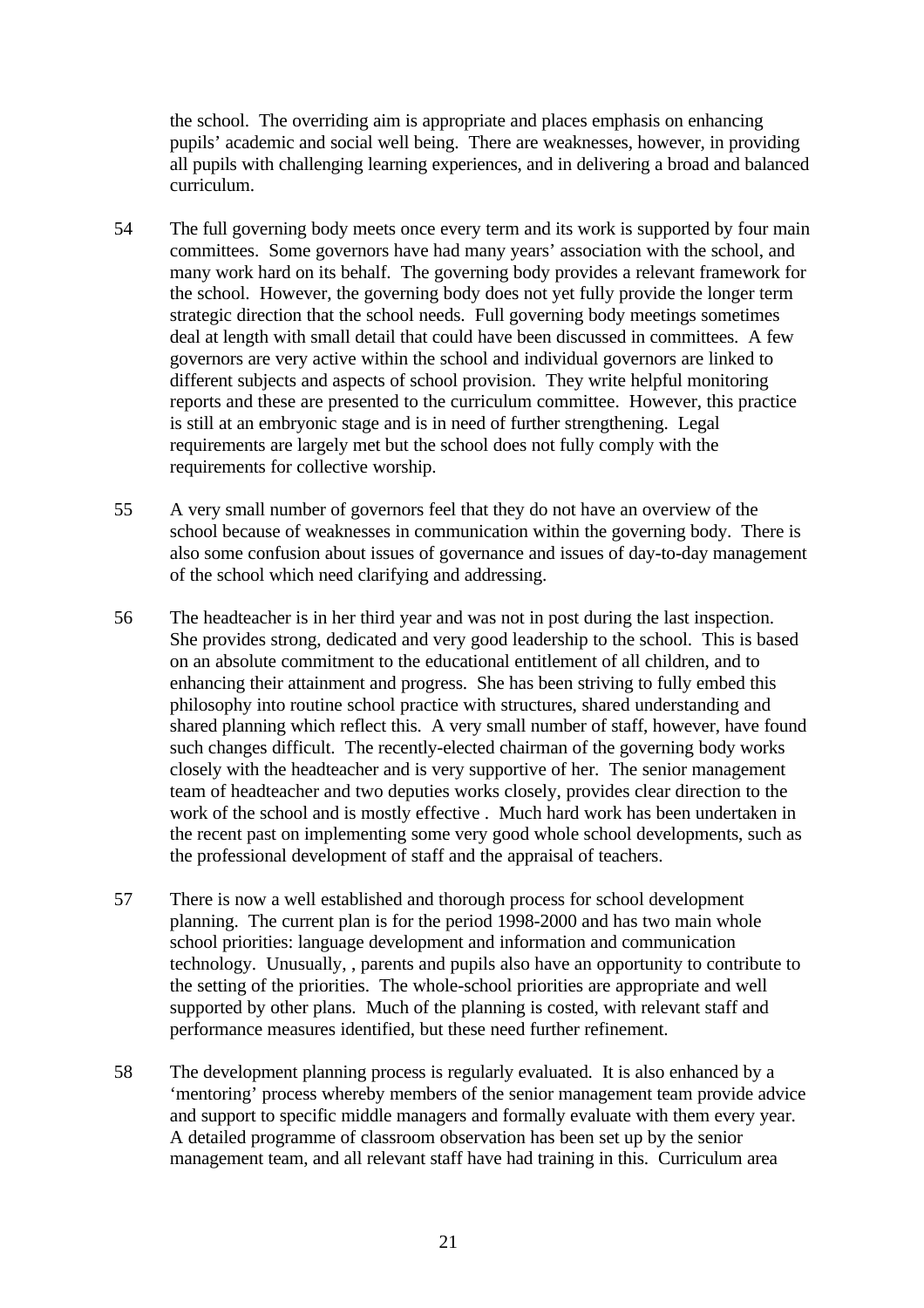the school. The overriding aim is appropriate and places emphasis on enhancing pupils' academic and social well being. There are weaknesses, however, in providing all pupils with challenging learning experiences, and in delivering a broad and balanced curriculum.

54 The full governing body meets once every term and its work is supported by four main committees. Some governors have had many years' association with the school, and many work hard on its behalf. The governing body provides a relevant framework for the school. However, the governing body does not yet fully provide the longer term strategic direction that the school needs. Full governing body meetings sometimes deal at length with small detail that could have been discussed in committees. A few governors are very active within the school and individual governors are linked to different subjects and aspects of school provision. They write helpful monitoring reports and these are presented to the curriculum committee. However, this practice is still at an embryonic stage and is in need of further strengthening. Legal requirements are largely met but the school does not fully comply with the requirements for collective worship.

55 A very small number of governors feel that they do not have an overview of the school because of weaknesses in communication within the governing body. There is also some confusion about issues of governance and issues of day-to-day management of the school which need clarifying and addressing.

56 The headteacher is in her third year and was not in post during the last inspection. She provides strong, dedicated and very good leadership to the school. This is based on an absolute commitment to the educational entitlement of all children, and to enhancing their attainment and progress. She has been striving to fully embed this philosophy into routine school practice with structures, shared understanding and shared planning which reflect this. A very small number of staff, however, have found such changes difficult. The recently-elected chairman of the governing body works closely with the headteacher and is very supportive of her. The senior management team of headteacher and two deputies works closely, provides clear direction to the work of the school and is mostly effective . Much hard work has been undertaken in the recent past on implementing some very good whole school developments, such as the professional development of staff and the appraisal of teachers.

57 There is now a well established and thorough process for school development planning. The current plan is for the period 1998-2000 and has two main whole school priorities: language development and information and communication technology. Unusually, , parents and pupils also have an opportunity to contribute to the setting of the priorities. The whole-school priorities are appropriate and well supported by other plans. Much of the planning is costed, with relevant staff and performance measures identified, but these need further refinement.

58 The development planning process is regularly evaluated. It is also enhanced by a 'mentoring' process whereby members of the senior management team provide advice and support to specific middle managers and formally evaluate with them every year. A detailed programme of classroom observation has been set up by the senior management team, and all relevant staff have had training in this. Curriculum area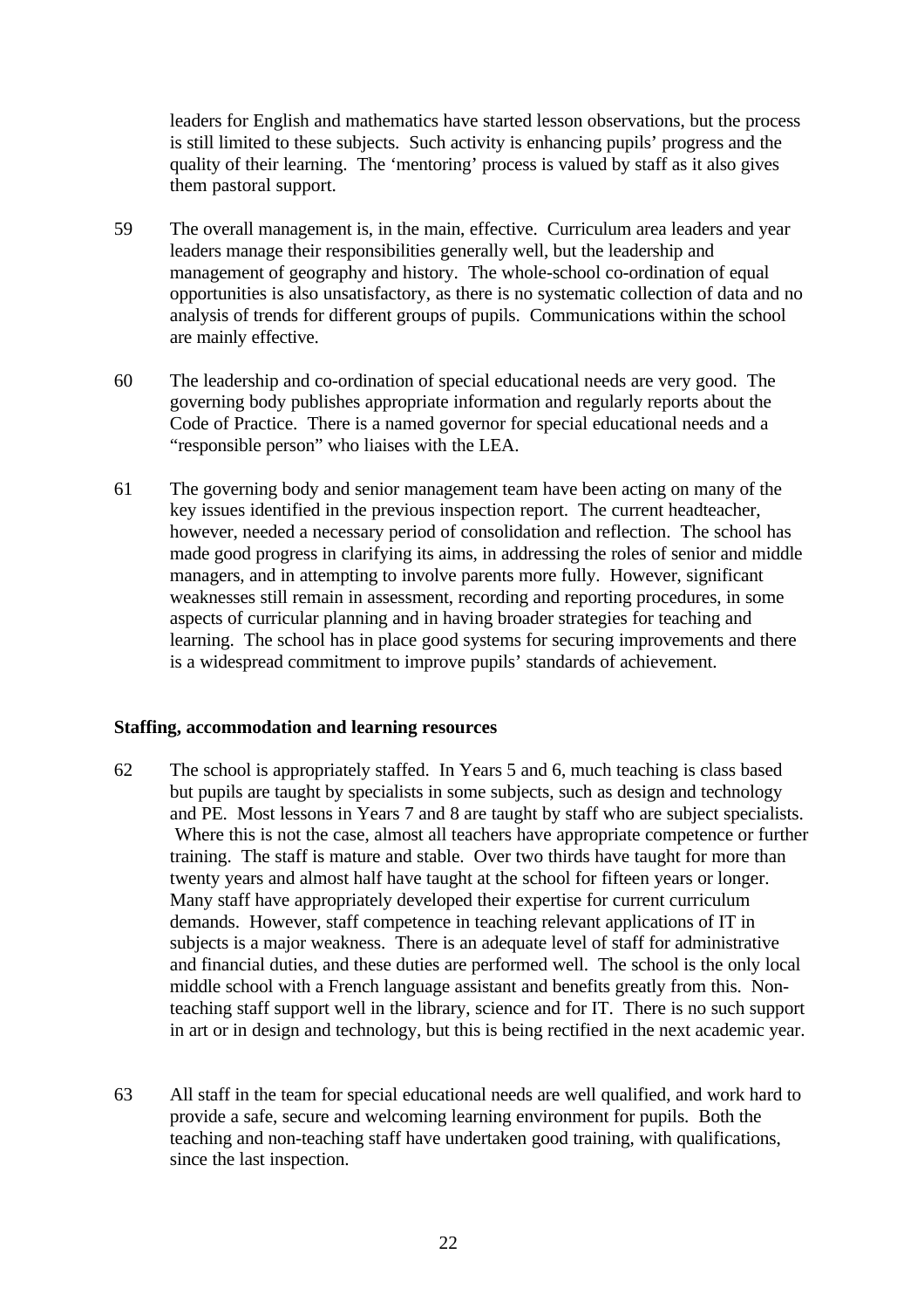leaders for English and mathematics have started lesson observations, but the process is still limited to these subjects. Such activity is enhancing pupils' progress and the quality of their learning. The 'mentoring' process is valued by staff as it also gives them pastoral support.

59 The overall management is, in the main, effective. Curriculum area leaders and year leaders manage their responsibilities generally well, but the leadership and management of geography and history. The whole-school co-ordination of equal opportunities is also unsatisfactory, as there is no systematic collection of data and no analysis of trends for different groups of pupils. Communications within the school are mainly effective.

60 The leadership and co-ordination of special educational needs are very good. The governing body publishes appropriate information and regularly reports about the Code of Practice. There is a named governor for special educational needs and a "responsible person" who liaises with the LEA.

61 The governing body and senior management team have been acting on many of the key issues identified in the previous inspection report. The current headteacher, however, needed a necessary period of consolidation and reflection. The school has made good progress in clarifying its aims, in addressing the roles of senior and middle managers, and in attempting to involve parents more fully. However, significant weaknesses still remain in assessment, recording and reporting procedures, in some aspects of curricular planning and in having broader strategies for teaching and learning. The school has in place good systems for securing improvements and there is a widespread commitment to improve pupils' standards of achievement.

**Staffing, accommodation and learning resources**

62 The school is appropriately staffed. In Years 5 and 6, much teaching is class based but pupils are taught by specialists in some subjects, such as design and technology and PE. Most lessons in Years 7 and 8 are taught by staff who are subject specialists. Where this is not the case, almost all teachers have appropriate competence or further training. The staff is mature and stable. Over two thirds have taught for more than twenty years and almost half have taught at the school for fifteen years or longer. Many staff have appropriately developed their expertise for current curriculum demands. However, staff competence in teaching relevant applications of IT in subjects is a major weakness. There is an adequate level of staff for administrative and financial duties, and these duties are performed well. The school is the only local middle school with a French language assistant and benefits greatly from this. Non-teaching staff support well in the library, science and for IT. There is no such support in art or in design and technology, but this is being rectified in the next academic year.

63 All staff in the team for special educational needs are well qualified, and work hard to provide a safe, secure and welcoming learning environment for pupils. Both the teaching and non-teaching staff have undertaken good training, with qualifications, since the last inspection.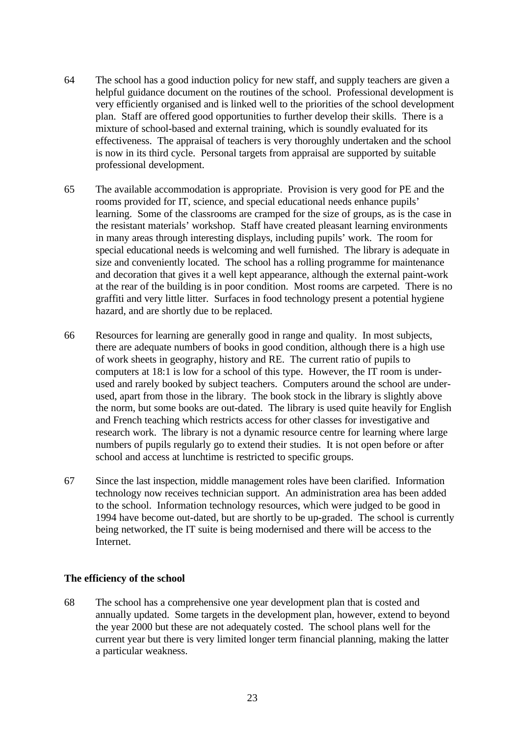64 The school has a good induction policy for new staff, and supply teachers are given a helpful guidance document on the routines of the school. Professional development is very efficiently organised and is linked well to the priorities of the school development plan. Staff are offered good opportunities to further develop their skills. There is a mixture of school-based and external training, which is soundly evaluated for its effectiveness. The appraisal of teachers is very thoroughly undertaken and the school is now in its third cycle. Personal targets from appraisal are supported by suitable professional development.

65 The available accommodation is appropriate. Provision is very good for PE and the rooms provided for IT, science, and special educational needs enhance pupils' learning. Some of the classrooms are cramped for the size of groups, as is the case in the resistant materials' workshop. Staff have created pleasant learning environments in many areas through interesting displays, including pupils' work. The room for special educational needs is welcoming and well furnished. The library is adequate in size and conveniently located. The school has a rolling programme for maintenance and decoration that gives it a well kept appearance, although the external paint-work at the rear of the building is in poor condition. Most rooms are carpeted. There is no graffiti and very little litter. Surfaces in food technology present a potential hygiene hazard, and are shortly due to be replaced.

66 Resources for learning are generally good in range and quality. In most subjects, there are adequate numbers of books in good condition, although there is a high use of work sheets in geography, history and RE. The current ratio of pupils to computers at 18:1 is low for a school of this type. However, the IT room is under-used and rarely booked by subject teachers. Computers around the school are under-used, apart from those in the library. The book stock in the library is slightly above the norm, but some books are out-dated. The library is used quite heavily for English and French teaching which restricts access for other classes for investigative and research work. The library is not a dynamic resource centre for learning where large numbers of pupils regularly go to extend their studies. It is not open before or after school and access at lunchtime is restricted to specific groups.

67 Since the last inspection, middle management roles have been clarified. Information technology now receives technician support. An administration area has been added to the school. Information technology resources, which were judged to be good in 1994 have become out-dated, but are shortly to be up-graded. The school is currently being networked, the IT suite is being modernised and there will be access to the Internet.

**The efficiency of the school**

68 The school has a comprehensive one year development plan that is costed and annually updated. Some targets in the development plan, however, extend to beyond the year 2000 but these are not adequately costed. The school plans well for the current year but there is very limited longer term financial planning, making the latter a particular weakness.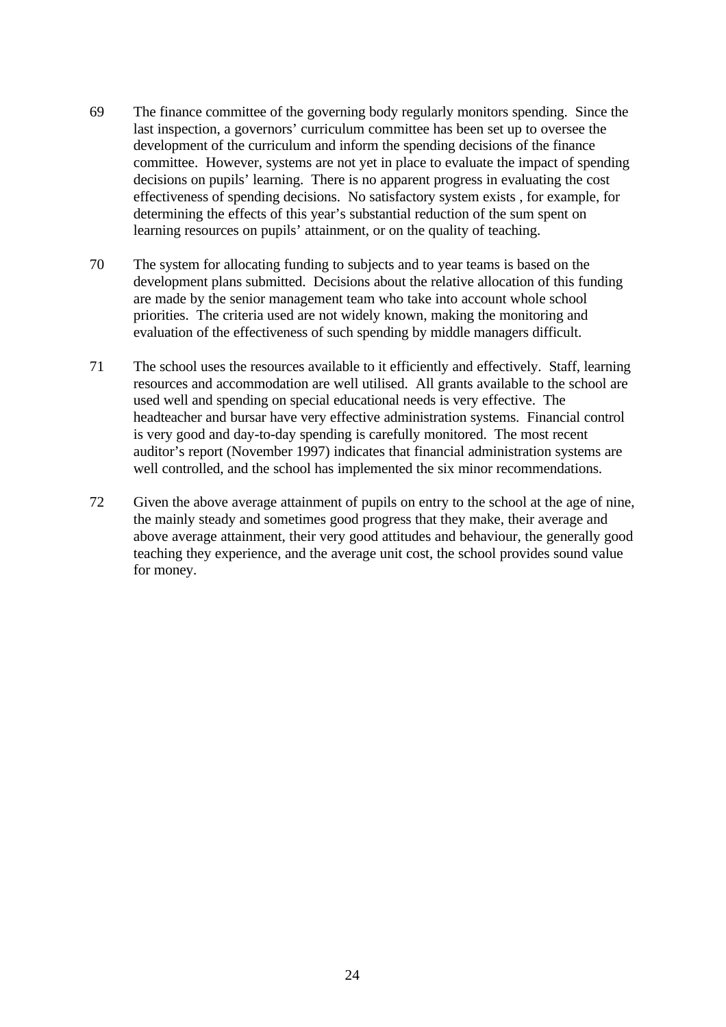69 The finance committee of the governing body regularly monitors spending. Since the last inspection, a governors' curriculum committee has been set up to oversee the development of the curriculum and inform the spending decisions of the finance committee. However, systems are not yet in place to evaluate the impact of spending decisions on pupils' learning. There is no apparent progress in evaluating the cost effectiveness of spending decisions. No satisfactory system exists , for example, for determining the effects of this year's substantial reduction of the sum spent on learning resources on pupils' attainment, or on the quality of teaching.

70 The system for allocating funding to subjects and to year teams is based on the development plans submitted. Decisions about the relative allocation of this funding are made by the senior management team who take into account whole school priorities. The criteria used are not widely known, making the monitoring and evaluation of the effectiveness of such spending by middle managers difficult.

71 The school uses the resources available to it efficiently and effectively. Staff, learning resources and accommodation are well utilised. All grants available to the school are used well and spending on special educational needs is very effective. The headteacher and bursar have very effective administration systems. Financial control is very good and day-to-day spending is carefully monitored. The most recent auditor's report (November 1997) indicates that financial administration systems are well controlled, and the school has implemented the six minor recommendations.

72 Given the above average attainment of pupils on entry to the school at the age of nine, the mainly steady and sometimes good progress that they make, their average and above average attainment, their very good attitudes and behaviour, the generally good teaching they experience, and the average unit cost, the school provides sound value for money.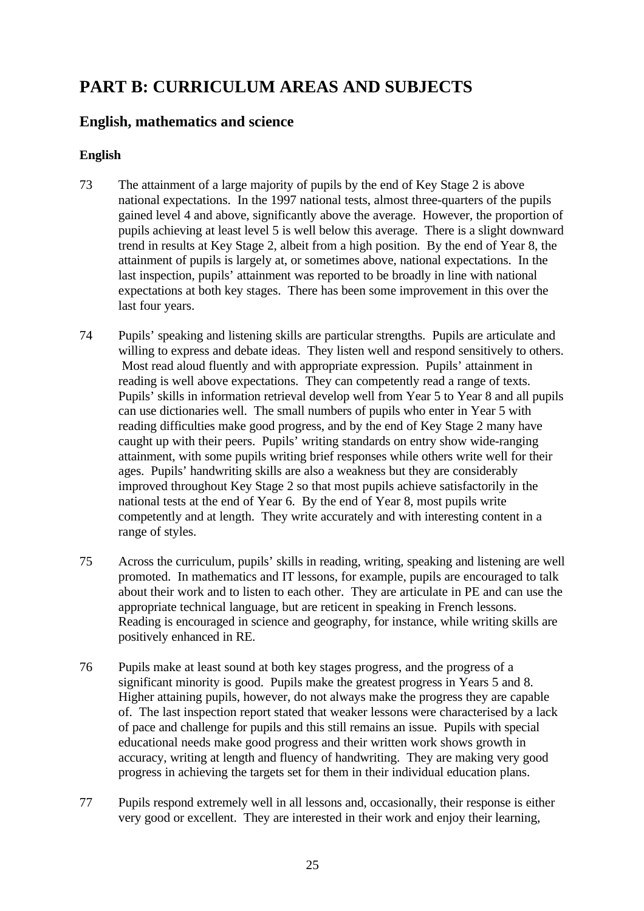# PART B: CURRICULUM AREAS AND SUBJECTS

## English, mathematics and science

### English

73 The attainment of a large majority of pupils by the end of Key Stage 2 is above national expectations. In the 1997 national tests, almost three-quarters of the pupils gained level 4 and above, significantly above the average. However, the proportion of pupils achieving at least level 5 is well below this average. There is a slight downward trend in results at Key Stage 2, albeit from a high position. By the end of Year 8, the attainment of pupils is largely at, or sometimes above, national expectations. In the last inspection, pupils' attainment was reported to be broadly in line with national expectations at both key stages. There has been some improvement in this over the last four years.

74 Pupils' speaking and listening skills are particular strengths. Pupils are articulate and willing to express and debate ideas. They listen well and respond sensitively to others. Most read aloud fluently and with appropriate expression. Pupils' attainment in reading is well above expectations. They can competently read a range of texts. Pupils' skills in information retrieval develop well from Year 5 to Year 8 and all pupils can use dictionaries well. The small numbers of pupils who enter in Year 5 with reading difficulties make good progress, and by the end of Key Stage 2 many have caught up with their peers. Pupils' writing standards on entry show wide-ranging attainment, with some pupils writing brief responses while others write well for their ages. Pupils' handwriting skills are also a weakness but they are considerably improved throughout Key Stage 2 so that most pupils achieve satisfactorily in the national tests at the end of Year 6. By the end of Year 8, most pupils write competently and at length. They write accurately and with interesting content in a range of styles.

75 Across the curriculum, pupils' skills in reading, writing, speaking and listening are well promoted. In mathematics and IT lessons, for example, pupils are encouraged to talk about their work and to listen to each other. They are articulate in PE and can use the appropriate technical language, but are reticent in speaking in French lessons. Reading is encouraged in science and geography, for instance, while writing skills are positively enhanced in RE.

76 Pupils make at least sound at both key stages progress, and the progress of a significant minority is good. Pupils make the greatest progress in Years 5 and 8. Higher attaining pupils, however, do not always make the progress they are capable of. The last inspection report stated that weaker lessons were characterised by a lack of pace and challenge for pupils and this still remains an issue. Pupils with special educational needs make good progress and their written work shows growth in accuracy, writing at length and fluency of handwriting. They are making very good progress in achieving the targets set for them in their individual education plans.

77 Pupils respond extremely well in all lessons and, occasionally, their response is either very good or excellent. They are interested in their work and enjoy their learning,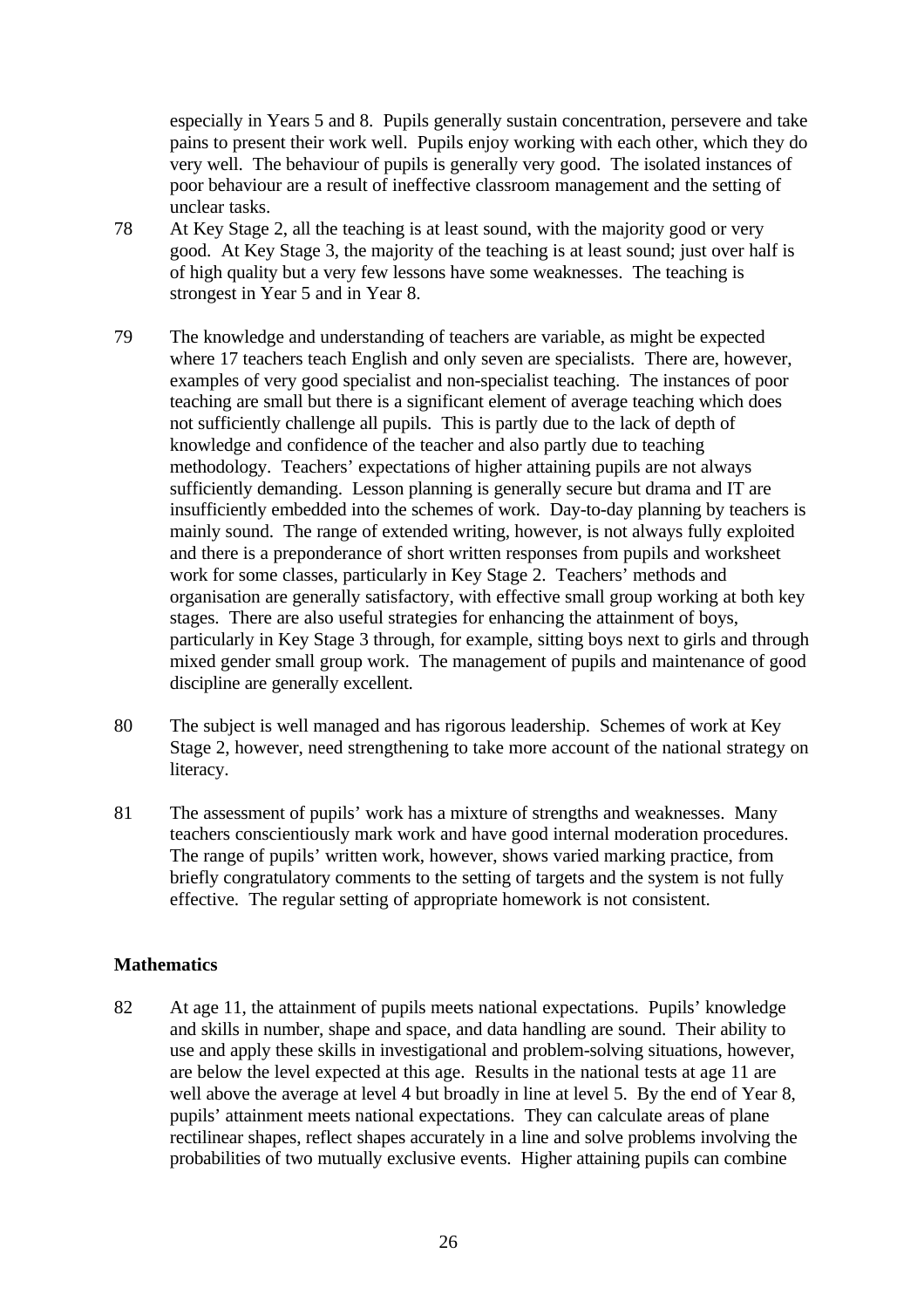especially in Years 5 and 8. Pupils generally sustain concentration, persevere and take pains to present their work well. Pupils enjoy working with each other, which they do very well. The behaviour of pupils is generally very good. The isolated instances of poor behaviour are a result of ineffective classroom management and the setting of unclear tasks.

78 At Key Stage 2, all the teaching is at least sound, with the majority good or very good. At Key Stage 3, the majority of the teaching is at least sound; just over half is of high quality but a very few lessons have some weaknesses. The teaching is strongest in Year 5 and in Year 8.

79 The knowledge and understanding of teachers are variable, as might be expected where 17 teachers teach English and only seven are specialists. There are, however, examples of very good specialist and non-specialist teaching. The instances of poor teaching are small but there is a significant element of average teaching which does not sufficiently challenge all pupils. This is partly due to the lack of depth of knowledge and confidence of the teacher and also partly due to teaching methodology. Teachers' expectations of higher attaining pupils are not always sufficiently demanding. Lesson planning is generally secure but drama and IT are insufficiently embedded into the schemes of work. Day-to-day planning by teachers is mainly sound. The range of extended writing, however, is not always fully exploited and there is a preponderance of short written responses from pupils and worksheet work for some classes, particularly in Key Stage 2. Teachers' methods and organisation are generally satisfactory, with effective small group working at both key stages. There are also useful strategies for enhancing the attainment of boys, particularly in Key Stage 3 through, for example, sitting boys next to girls and through mixed gender small group work. The management of pupils and maintenance of good discipline are generally excellent.

80 The subject is well managed and has rigorous leadership. Schemes of work at Key Stage 2, however, need strengthening to take more account of the national strategy on literacy.

81 The assessment of pupils' work has a mixture of strengths and weaknesses. Many teachers conscientiously mark work and have good internal moderation procedures. The range of pupils' written work, however, shows varied marking practice, from briefly congratulatory comments to the setting of targets and the system is not fully effective. The regular setting of appropriate homework is not consistent.

**Mathematics**

82 At age 11, the attainment of pupils meets national expectations. Pupils' knowledge and skills in number, shape and space, and data handling are sound. Their ability to use and apply these skills in investigational and problem-solving situations, however, are below the level expected at this age. Results in the national tests at age 11 are well above the average at level 4 but broadly in line at level 5. By the end of Year 8, pupils' attainment meets national expectations. They can calculate areas of plane rectilinear shapes, reflect shapes accurately in a line and solve problems involving the probabilities of two mutually exclusive events. Higher attaining pupils can combine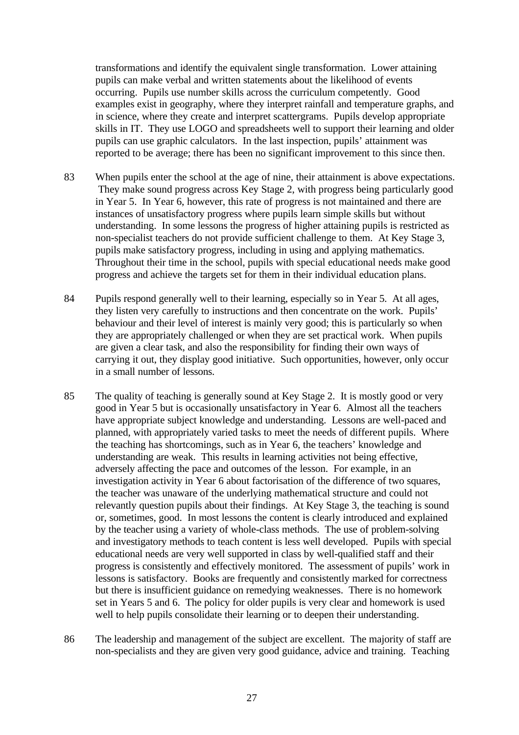transformations and identify the equivalent single transformation. Lower attaining pupils can make verbal and written statements about the likelihood of events occurring. Pupils use number skills across the curriculum competently. Good examples exist in geography, where they interpret rainfall and temperature graphs, and in science, where they create and interpret scattergrams. Pupils develop appropriate skills in IT. They use LOGO and spreadsheets well to support their learning and older pupils can use graphic calculators. In the last inspection, pupils' attainment was reported to be average; there has been no significant improvement to this since then.

83 When pupils enter the school at the age of nine, their attainment is above expectations. They make sound progress across Key Stage 2, with progress being particularly good in Year 5. In Year 6, however, this rate of progress is not maintained and there are instances of unsatisfactory progress where pupils learn simple skills but without understanding. In some lessons the progress of higher attaining pupils is restricted as non-specialist teachers do not provide sufficient challenge to them. At Key Stage 3, pupils make satisfactory progress, including in using and applying mathematics. Throughout their time in the school, pupils with special educational needs make good progress and achieve the targets set for them in their individual education plans.

84 Pupils respond generally well to their learning, especially so in Year 5. At all ages, they listen very carefully to instructions and then concentrate on the work. Pupils' behaviour and their level of interest is mainly very good; this is particularly so when they are appropriately challenged or when they are set practical work. When pupils are given a clear task, and also the responsibility for finding their own ways of carrying it out, they display good initiative. Such opportunities, however, only occur in a small number of lessons.

85 The quality of teaching is generally sound at Key Stage 2. It is mostly good or very good in Year 5 but is occasionally unsatisfactory in Year 6. Almost all the teachers have appropriate subject knowledge and understanding. Lessons are well-paced and planned, with appropriately varied tasks to meet the needs of different pupils. Where the teaching has shortcomings, such as in Year 6, the teachers' knowledge and understanding are weak. This results in learning activities not being effective, adversely affecting the pace and outcomes of the lesson. For example, in an investigation activity in Year 6 about factorisation of the difference of two squares, the teacher was unaware of the underlying mathematical structure and could not relevantly question pupils about their findings. At Key Stage 3, the teaching is sound or, sometimes, good. In most lessons the content is clearly introduced and explained by the teacher using a variety of whole-class methods. The use of problem-solving and investigatory methods to teach content is less well developed. Pupils with special educational needs are very well supported in class by well-qualified staff and their progress is consistently and effectively monitored. The assessment of pupils' work in lessons is satisfactory. Books are frequently and consistently marked for correctness but there is insufficient guidance on remedying weaknesses. There is no homework set in Years 5 and 6. The policy for older pupils is very clear and homework is used well to help pupils consolidate their learning or to deepen their understanding.

86 The leadership and management of the subject are excellent. The majority of staff are non-specialists and they are given very good guidance, advice and training. Teaching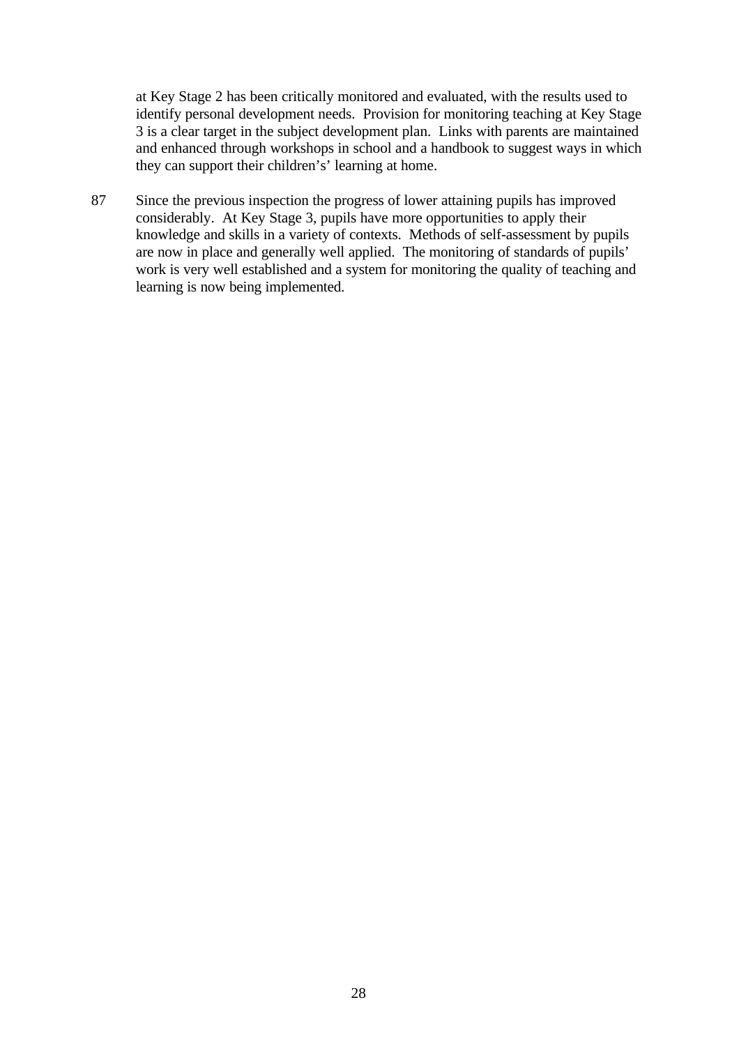at Key Stage 2 has been critically monitored and evaluated, with the results used to identify personal development needs. Provision for monitoring teaching at Key Stage 3 is a clear target in the subject development plan. Links with parents are maintained and enhanced through workshops in school and a handbook to suggest ways in which they can support their children's' learning at home.

87 Since the previous inspection the progress of lower attaining pupils has improved considerably. At Key Stage 3, pupils have more opportunities to apply their knowledge and skills in a variety of contexts. Methods of self-assessment by pupils are now in place and generally well applied. The monitoring of standards of pupils' work is very well established and a system for monitoring the quality of teaching and learning is now being implemented.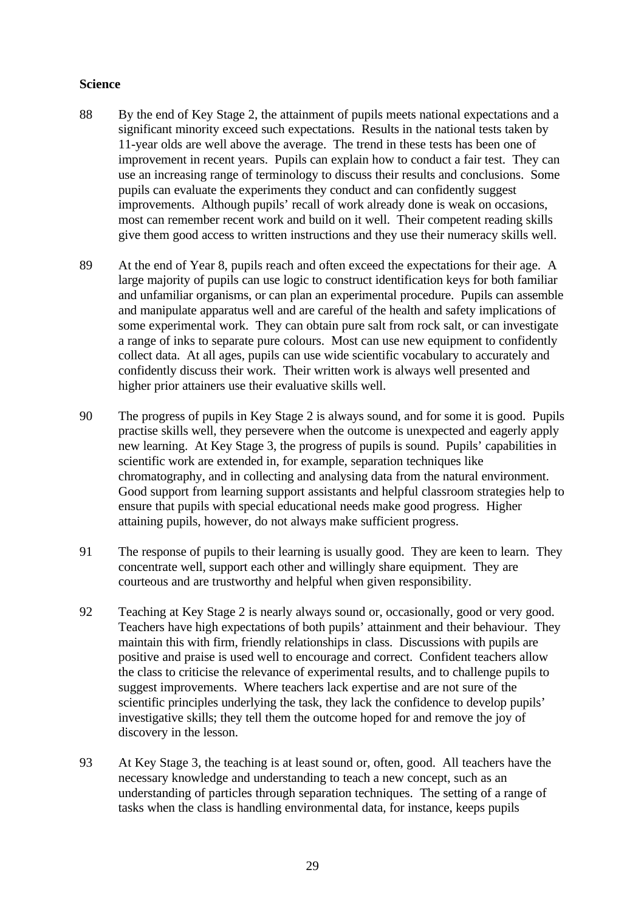**Science**

88 By the end of Key Stage 2, the attainment of pupils meets national expectations and a significant minority exceed such expectations. Results in the national tests taken by 11-year olds are well above the average. The trend in these tests has been one of improvement in recent years. Pupils can explain how to conduct a fair test. They can use an increasing range of terminology to discuss their results and conclusions. Some pupils can evaluate the experiments they conduct and can confidently suggest improvements. Although pupils' recall of work already done is weak on occasions, most can remember recent work and build on it well. Their competent reading skills give them good access to written instructions and they use their numeracy skills well.

89 At the end of Year 8, pupils reach and often exceed the expectations for their age. A large majority of pupils can use logic to construct identification keys for both familiar and unfamiliar organisms, or can plan an experimental procedure. Pupils can assemble and manipulate apparatus well and are careful of the health and safety implications of some experimental work. They can obtain pure salt from rock salt, or can investigate a range of inks to separate pure colours. Most can use new equipment to confidently collect data. At all ages, pupils can use wide scientific vocabulary to accurately and confidently discuss their work. Their written work is always well presented and higher prior attainers use their evaluative skills well.

90 The progress of pupils in Key Stage 2 is always sound, and for some it is good. Pupils practise skills well, they persevere when the outcome is unexpected and eagerly apply new learning. At Key Stage 3, the progress of pupils is sound. Pupils' capabilities in scientific work are extended in, for example, separation techniques like chromatography, and in collecting and analysing data from the natural environment. Good support from learning support assistants and helpful classroom strategies help to ensure that pupils with special educational needs make good progress. Higher attaining pupils, however, do not always make sufficient progress.

91 The response of pupils to their learning is usually good. They are keen to learn. They concentrate well, support each other and willingly share equipment. They are courteous and are trustworthy and helpful when given responsibility.

92 Teaching at Key Stage 2 is nearly always sound or, occasionally, good or very good. Teachers have high expectations of both pupils' attainment and their behaviour. They maintain this with firm, friendly relationships in class. Discussions with pupils are positive and praise is used well to encourage and correct. Confident teachers allow the class to criticise the relevance of experimental results, and to challenge pupils to suggest improvements. Where teachers lack expertise and are not sure of the scientific principles underlying the task, they lack the confidence to develop pupils' investigative skills; they tell them the outcome hoped for and remove the joy of discovery in the lesson.

93 At Key Stage 3, the teaching is at least sound or, often, good. All teachers have the necessary knowledge and understanding to teach a new concept, such as an understanding of particles through separation techniques. The setting of a range of tasks when the class is handling environmental data, for instance, keeps pupils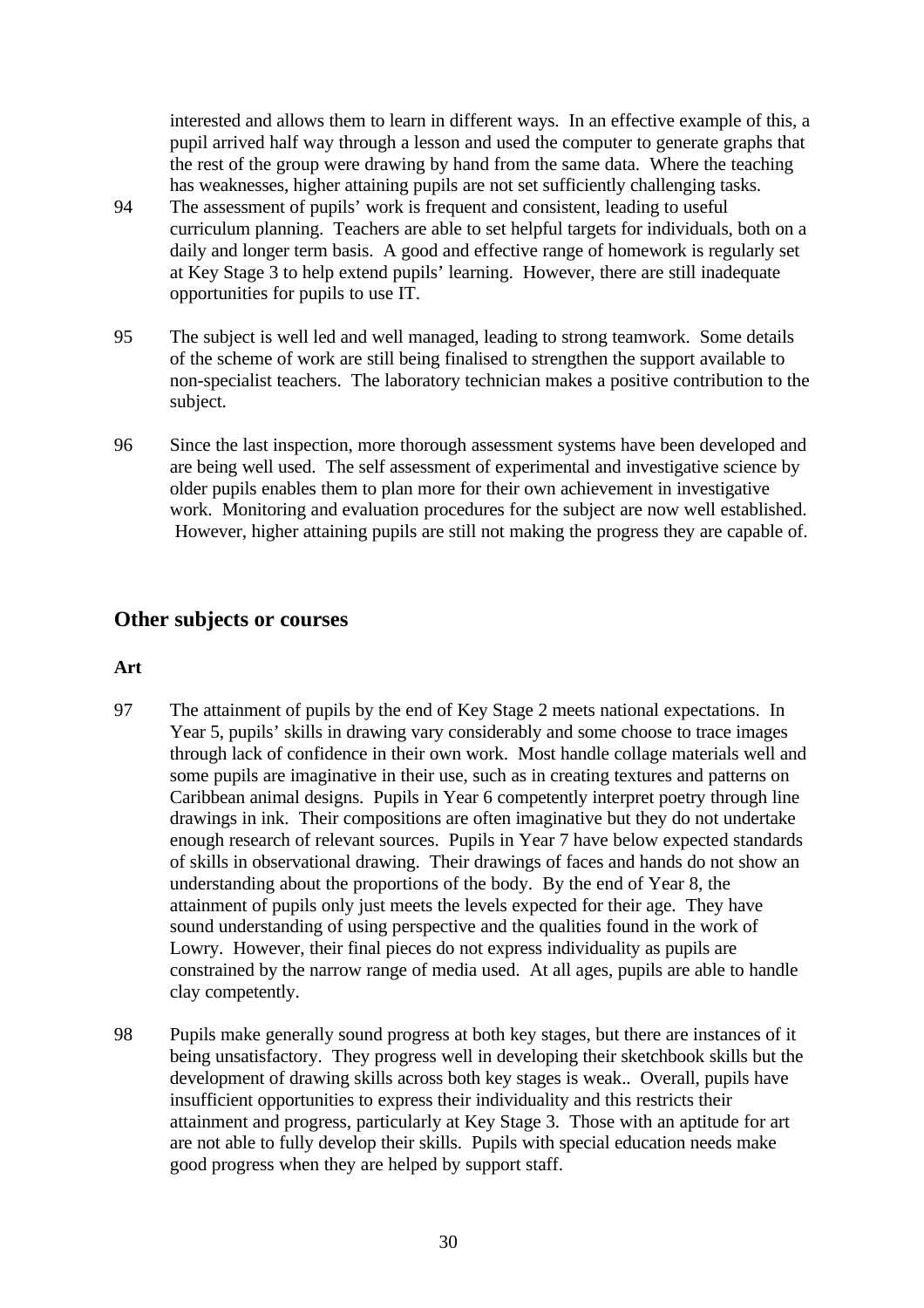interested and allows them to learn in different ways. In an effective example of this, a pupil arrived half way through a lesson and used the computer to generate graphs that the rest of the group were drawing by hand from the same data. Where the teaching has weaknesses, higher attaining pupils are not set sufficiently challenging tasks.

94 The assessment of pupils' work is frequent and consistent, leading to useful curriculum planning. Teachers are able to set helpful targets for individuals, both on a daily and longer term basis. A good and effective range of homework is regularly set at Key Stage 3 to help extend pupils' learning. However, there are still inadequate opportunities for pupils to use IT.

95 The subject is well led and well managed, leading to strong teamwork. Some details of the scheme of work are still being finalised to strengthen the support available to non-specialist teachers. The laboratory technician makes a positive contribution to the subject.

96 Since the last inspection, more thorough assessment systems have been developed and are being well used. The self assessment of experimental and investigative science by older pupils enables them to plan more for their own achievement in investigative work. Monitoring and evaluation procedures for the subject are now well established. However, higher attaining pupils are still not making the progress they are capable of.

## Other subjects or courses

### Art

97 The attainment of pupils by the end of Key Stage 2 meets national expectations. In Year 5, pupils' skills in drawing vary considerably and some choose to trace images through lack of confidence in their own work. Most handle collage materials well and some pupils are imaginative in their use, such as in creating textures and patterns on Caribbean animal designs. Pupils in Year 6 competently interpret poetry through line drawings in ink. Their compositions are often imaginative but they do not undertake enough research of relevant sources. Pupils in Year 7 have below expected standards of skills in observational drawing. Their drawings of faces and hands do not show an understanding about the proportions of the body. By the end of Year 8, the attainment of pupils only just meets the levels expected for their age. They have sound understanding of using perspective and the qualities found in the work of Lowry. However, their final pieces do not express individuality as pupils are constrained by the narrow range of media used. At all ages, pupils are able to handle clay competently.

98 Pupils make generally sound progress at both key stages, but there are instances of it being unsatisfactory. They progress well in developing their sketchbook skills but the development of drawing skills across both key stages is weak.. Overall, pupils have insufficient opportunities to express their individuality and this restricts their attainment and progress, particularly at Key Stage 3. Those with an aptitude for art are not able to fully develop their skills. Pupils with special education needs make good progress when they are helped by support staff.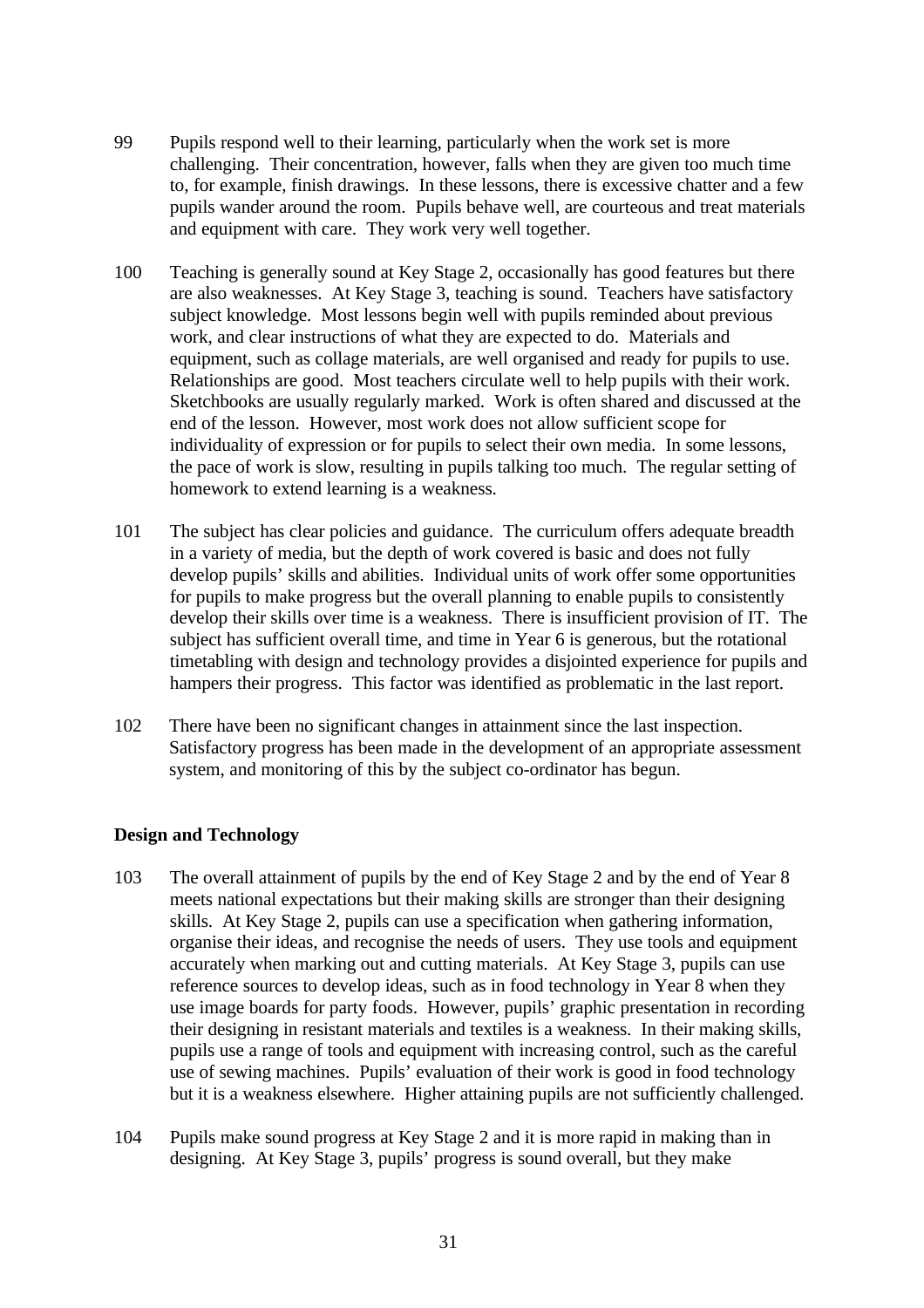99 Pupils respond well to their learning, particularly when the work set is more challenging. Their concentration, however, falls when they are given too much time to, for example, finish drawings. In these lessons, there is excessive chatter and a few pupils wander around the room. Pupils behave well, are courteous and treat materials and equipment with care. They work very well together.

100 Teaching is generally sound at Key Stage 2, occasionally has good features but there are also weaknesses. At Key Stage 3, teaching is sound. Teachers have satisfactory subject knowledge. Most lessons begin well with pupils reminded about previous work, and clear instructions of what they are expected to do. Materials and equipment, such as collage materials, are well organised and ready for pupils to use. Relationships are good. Most teachers circulate well to help pupils with their work. Sketchbooks are usually regularly marked. Work is often shared and discussed at the end of the lesson. However, most work does not allow sufficient scope for individuality of expression or for pupils to select their own media. In some lessons, the pace of work is slow, resulting in pupils talking too much. The regular setting of homework to extend learning is a weakness.

101 The subject has clear policies and guidance. The curriculum offers adequate breadth in a variety of media, but the depth of work covered is basic and does not fully develop pupils' skills and abilities. Individual units of work offer some opportunities for pupils to make progress but the overall planning to enable pupils to consistently develop their skills over time is a weakness. There is insufficient provision of IT. The subject has sufficient overall time, and time in Year 6 is generous, but the rotational timetabling with design and technology provides a disjointed experience for pupils and hampers their progress. This factor was identified as problematic in the last report.

102 There have been no significant changes in attainment since the last inspection. Satisfactory progress has been made in the development of an appropriate assessment system, and monitoring of this by the subject co-ordinator has begun.

## Design and Technology

103 The overall attainment of pupils by the end of Key Stage 2 and by the end of Year 8 meets national expectations but their making skills are stronger than their designing skills. At Key Stage 2, pupils can use a specification when gathering information, organise their ideas, and recognise the needs of users. They use tools and equipment accurately when marking out and cutting materials. At Key Stage 3, pupils can use reference sources to develop ideas, such as in food technology in Year 8 when they use image boards for party foods. However, pupils' graphic presentation in recording their designing in resistant materials and textiles is a weakness. In their making skills, pupils use a range of tools and equipment with increasing control, such as the careful use of sewing machines. Pupils' evaluation of their work is good in food technology but it is a weakness elsewhere. Higher attaining pupils are not sufficiently challenged.

104 Pupils make sound progress at Key Stage 2 and it is more rapid in making than in designing. At Key Stage 3, pupils' progress is sound overall, but they make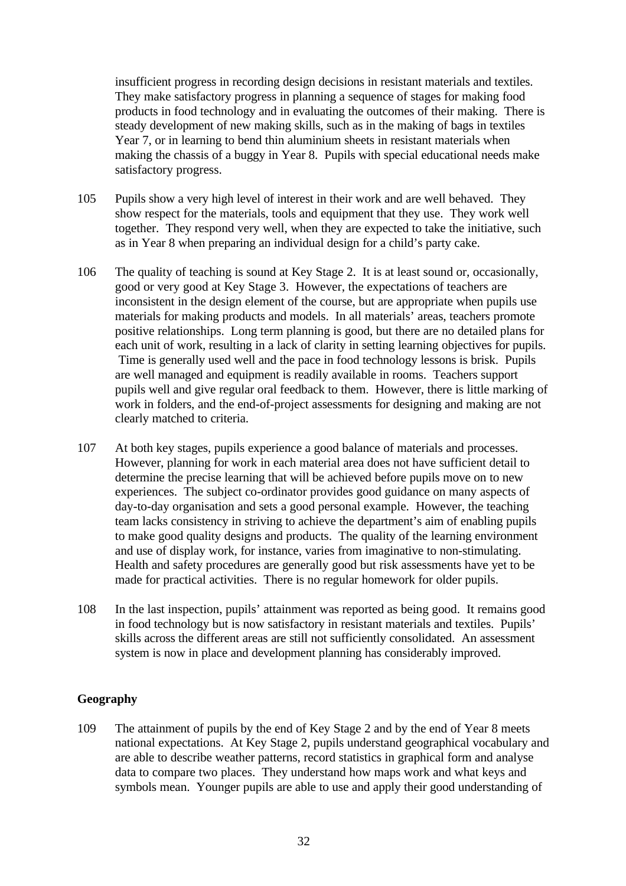insufficient progress in recording design decisions in resistant materials and textiles. They make satisfactory progress in planning a sequence of stages for making food products in food technology and in evaluating the outcomes of their making. There is steady development of new making skills, such as in the making of bags in textiles Year 7, or in learning to bend thin aluminium sheets in resistant materials when making the chassis of a buggy in Year 8. Pupils with special educational needs make satisfactory progress.

105 Pupils show a very high level of interest in their work and are well behaved. They show respect for the materials, tools and equipment that they use. They work well together. They respond very well, when they are expected to take the initiative, such as in Year 8 when preparing an individual design for a child's party cake.

106 The quality of teaching is sound at Key Stage 2. It is at least sound or, occasionally, good or very good at Key Stage 3. However, the expectations of teachers are inconsistent in the design element of the course, but are appropriate when pupils use materials for making products and models. In all materials' areas, teachers promote positive relationships. Long term planning is good, but there are no detailed plans for each unit of work, resulting in a lack of clarity in setting learning objectives for pupils. Time is generally used well and the pace in food technology lessons is brisk. Pupils are well managed and equipment is readily available in rooms. Teachers support pupils well and give regular oral feedback to them. However, there is little marking of work in folders, and the end-of-project assessments for designing and making are not clearly matched to criteria.

107 At both key stages, pupils experience a good balance of materials and processes. However, planning for work in each material area does not have sufficient detail to determine the precise learning that will be achieved before pupils move on to new experiences. The subject co-ordinator provides good guidance on many aspects of day-to-day organisation and sets a good personal example. However, the teaching team lacks consistency in striving to achieve the department's aim of enabling pupils to make good quality designs and products. The quality of the learning environment and use of display work, for instance, varies from imaginative to non-stimulating. Health and safety procedures are generally good but risk assessments have yet to be made for practical activities. There is no regular homework for older pupils.

108 In the last inspection, pupils' attainment was reported as being good. It remains good in food technology but is now satisfactory in resistant materials and textiles. Pupils' skills across the different areas are still not sufficiently consolidated. An assessment system is now in place and development planning has considerably improved.

## Geography

109 The attainment of pupils by the end of Key Stage 2 and by the end of Year 8 meets national expectations. At Key Stage 2, pupils understand geographical vocabulary and are able to describe weather patterns, record statistics in graphical form and analyse data to compare two places. They understand how maps work and what keys and symbols mean. Younger pupils are able to use and apply their good understanding of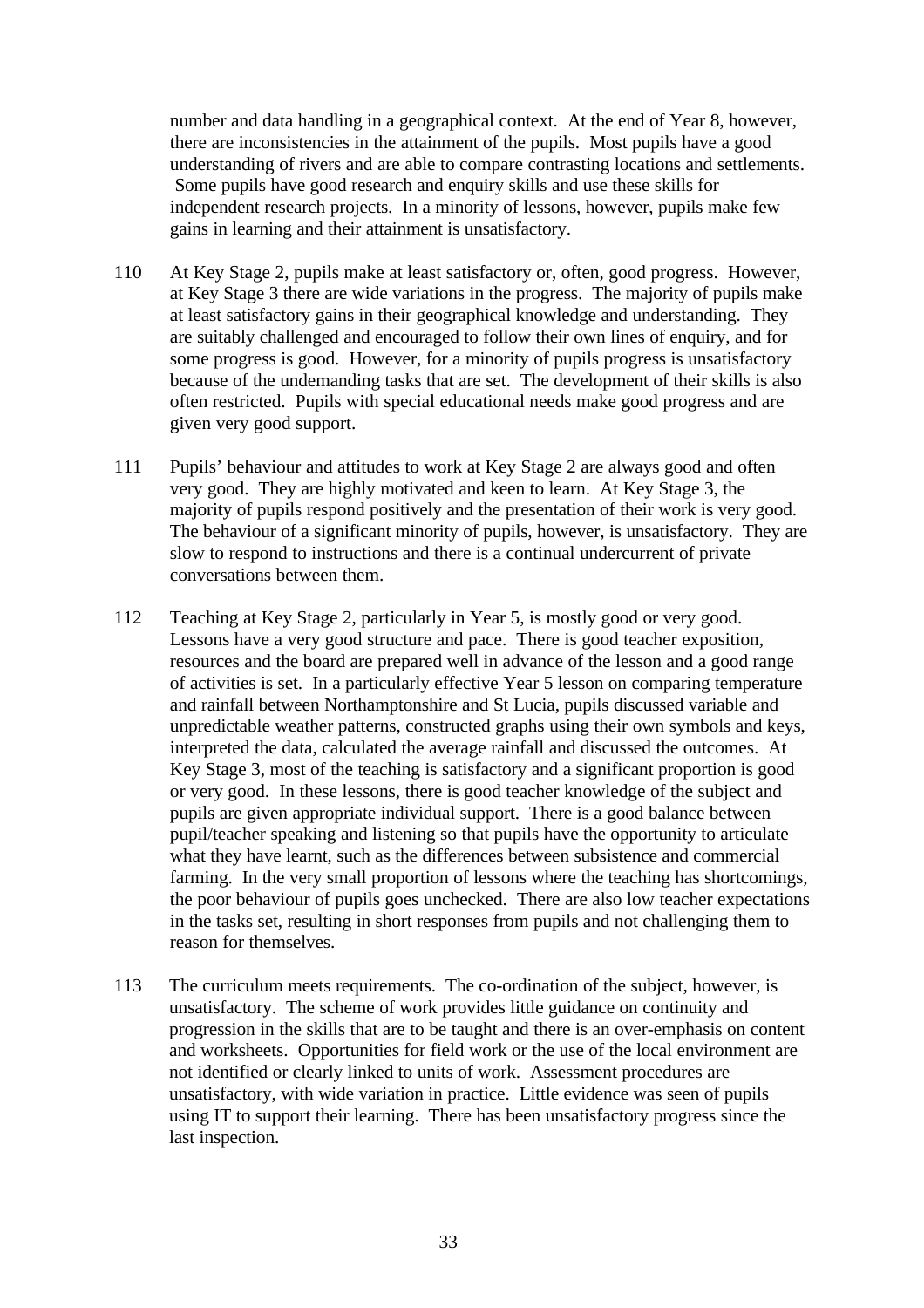number and data handling in a geographical context. At the end of Year 8, however, there are inconsistencies in the attainment of the pupils. Most pupils have a good understanding of rivers and are able to compare contrasting locations and settlements. Some pupils have good research and enquiry skills and use these skills for independent research projects. In a minority of lessons, however, pupils make few gains in learning and their attainment is unsatisfactory.

110 At Key Stage 2, pupils make at least satisfactory or, often, good progress. However, at Key Stage 3 there are wide variations in the progress. The majority of pupils make at least satisfactory gains in their geographical knowledge and understanding. They are suitably challenged and encouraged to follow their own lines of enquiry, and for some progress is good. However, for a minority of pupils progress is unsatisfactory because of the undemanding tasks that are set. The development of their skills is also often restricted. Pupils with special educational needs make good progress and are given very good support.

111 Pupils' behaviour and attitudes to work at Key Stage 2 are always good and often very good. They are highly motivated and keen to learn. At Key Stage 3, the majority of pupils respond positively and the presentation of their work is very good. The behaviour of a significant minority of pupils, however, is unsatisfactory. They are slow to respond to instructions and there is a continual undercurrent of private conversations between them.

112 Teaching at Key Stage 2, particularly in Year 5, is mostly good or very good. Lessons have a very good structure and pace. There is good teacher exposition, resources and the board are prepared well in advance of the lesson and a good range of activities is set. In a particularly effective Year 5 lesson on comparing temperature and rainfall between Northamptonshire and St Lucia, pupils discussed variable and unpredictable weather patterns, constructed graphs using their own symbols and keys, interpreted the data, calculated the average rainfall and discussed the outcomes. At Key Stage 3, most of the teaching is satisfactory and a significant proportion is good or very good. In these lessons, there is good teacher knowledge of the subject and pupils are given appropriate individual support. There is a good balance between pupil/teacher speaking and listening so that pupils have the opportunity to articulate what they have learnt, such as the differences between subsistence and commercial farming. In the very small proportion of lessons where the teaching has shortcomings, the poor behaviour of pupils goes unchecked. There are also low teacher expectations in the tasks set, resulting in short responses from pupils and not challenging them to reason for themselves.

113 The curriculum meets requirements. The co-ordination of the subject, however, is unsatisfactory. The scheme of work provides little guidance on continuity and progression in the skills that are to be taught and there is an over-emphasis on content and worksheets. Opportunities for field work or the use of the local environment are not identified or clearly linked to units of work. Assessment procedures are unsatisfactory, with wide variation in practice. Little evidence was seen of pupils using IT to support their learning. There has been unsatisfactory progress since the last inspection.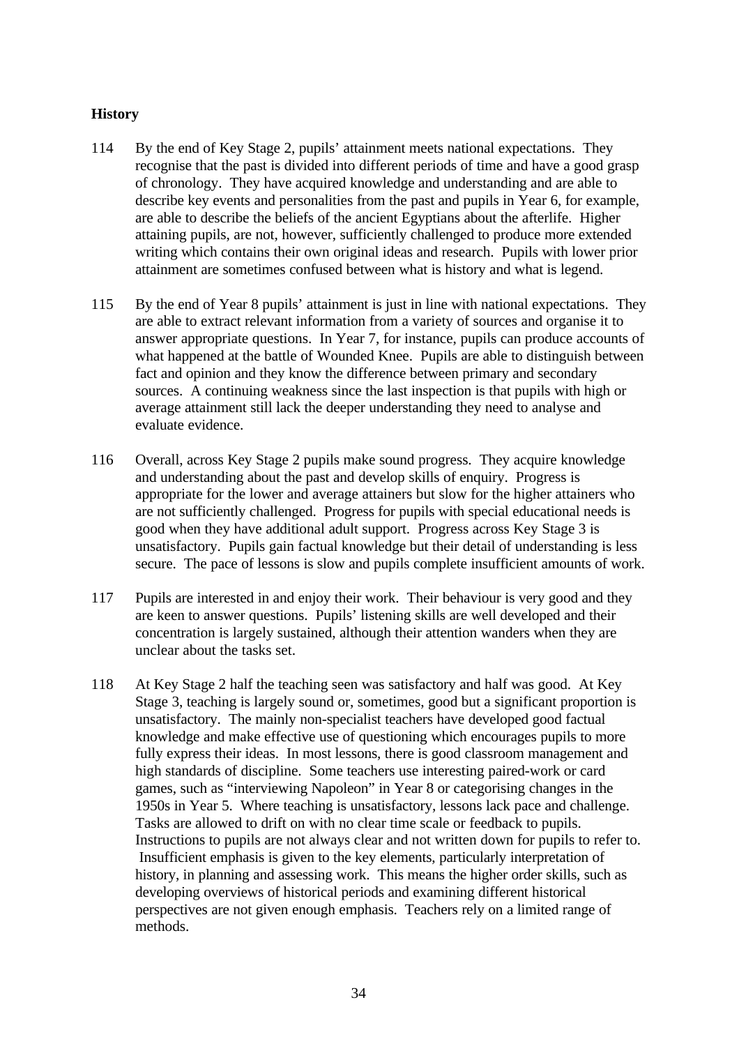**History**

114 By the end of Key Stage 2, pupils' attainment meets national expectations. They recognise that the past is divided into different periods of time and have a good grasp of chronology. They have acquired knowledge and understanding and are able to describe key events and personalities from the past and pupils in Year 6, for example, are able to describe the beliefs of the ancient Egyptians about the afterlife. Higher attaining pupils, are not, however, sufficiently challenged to produce more extended writing which contains their own original ideas and research. Pupils with lower prior attainment are sometimes confused between what is history and what is legend.

115 By the end of Year 8 pupils' attainment is just in line with national expectations. They are able to extract relevant information from a variety of sources and organise it to answer appropriate questions. In Year 7, for instance, pupils can produce accounts of what happened at the battle of Wounded Knee. Pupils are able to distinguish between fact and opinion and they know the difference between primary and secondary sources. A continuing weakness since the last inspection is that pupils with high or average attainment still lack the deeper understanding they need to analyse and evaluate evidence.

116 Overall, across Key Stage 2 pupils make sound progress. They acquire knowledge and understanding about the past and develop skills of enquiry. Progress is appropriate for the lower and average attainers but slow for the higher attainers who are not sufficiently challenged. Progress for pupils with special educational needs is good when they have additional adult support. Progress across Key Stage 3 is unsatisfactory. Pupils gain factual knowledge but their detail of understanding is less secure. The pace of lessons is slow and pupils complete insufficient amounts of work.

117 Pupils are interested in and enjoy their work. Their behaviour is very good and they are keen to answer questions. Pupils' listening skills are well developed and their concentration is largely sustained, although their attention wanders when they are unclear about the tasks set.

118 At Key Stage 2 half the teaching seen was satisfactory and half was good. At Key Stage 3, teaching is largely sound or, sometimes, good but a significant proportion is unsatisfactory. The mainly non-specialist teachers have developed good factual knowledge and make effective use of questioning which encourages pupils to more fully express their ideas. In most lessons, there is good classroom management and high standards of discipline. Some teachers use interesting paired-work or card games, such as "interviewing Napoleon" in Year 8 or categorising changes in the 1950s in Year 5. Where teaching is unsatisfactory, lessons lack pace and challenge. Tasks are allowed to drift on with no clear time scale or feedback to pupils. Instructions to pupils are not always clear and not written down for pupils to refer to. Insufficient emphasis is given to the key elements, particularly interpretation of history, in planning and assessing work. This means the higher order skills, such as developing overviews of historical periods and examining different historical perspectives are not given enough emphasis. Teachers rely on a limited range of methods.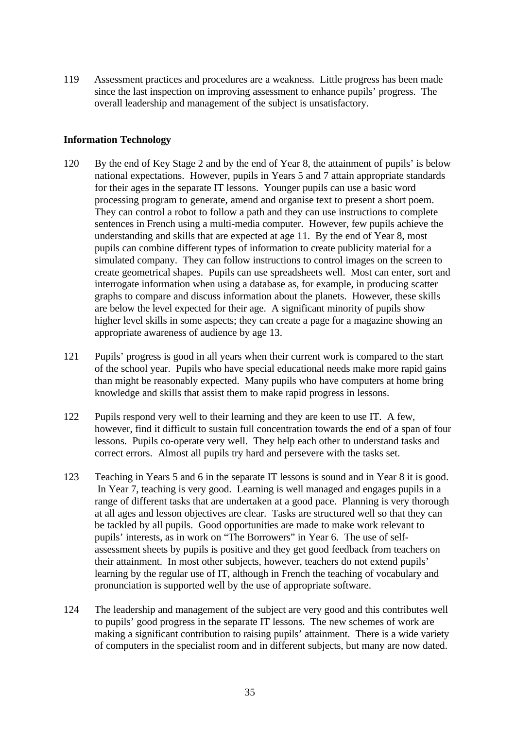119 Assessment practices and procedures are a weakness. Little progress has been made since the last inspection on improving assessment to enhance pupils' progress. The overall leadership and management of the subject is unsatisfactory.

**Information Technology**

120 By the end of Key Stage 2 and by the end of Year 8, the attainment of pupils' is below national expectations. However, pupils in Years 5 and 7 attain appropriate standards for their ages in the separate IT lessons. Younger pupils can use a basic word processing program to generate, amend and organise text to present a short poem. They can control a robot to follow a path and they can use instructions to complete sentences in French using a multi-media computer. However, few pupils achieve the understanding and skills that are expected at age 11. By the end of Year 8, most pupils can combine different types of information to create publicity material for a simulated company. They can follow instructions to control images on the screen to create geometrical shapes. Pupils can use spreadsheets well. Most can enter, sort and interrogate information when using a database as, for example, in producing scatter graphs to compare and discuss information about the planets. However, these skills are below the level expected for their age. A significant minority of pupils show higher level skills in some aspects; they can create a page for a magazine showing an appropriate awareness of audience by age 13.

121 Pupils' progress is good in all years when their current work is compared to the start of the school year. Pupils who have special educational needs make more rapid gains than might be reasonably expected. Many pupils who have computers at home bring knowledge and skills that assist them to make rapid progress in lessons.

122 Pupils respond very well to their learning and they are keen to use IT. A few, however, find it difficult to sustain full concentration towards the end of a span of four lessons. Pupils co-operate very well. They help each other to understand tasks and correct errors. Almost all pupils try hard and persevere with the tasks set.

123 Teaching in Years 5 and 6 in the separate IT lessons is sound and in Year 8 it is good. In Year 7, teaching is very good. Learning is well managed and engages pupils in a range of different tasks that are undertaken at a good pace. Planning is very thorough at all ages and lesson objectives are clear. Tasks are structured well so that they can be tackled by all pupils. Good opportunities are made to make work relevant to pupils' interests, as in work on "The Borrowers" in Year 6. The use of self-assessment sheets by pupils is positive and they get good feedback from teachers on their attainment. In most other subjects, however, teachers do not extend pupils' learning by the regular use of IT, although in French the teaching of vocabulary and pronunciation is supported well by the use of appropriate software.

124 The leadership and management of the subject are very good and this contributes well to pupils' good progress in the separate IT lessons. The new schemes of work are making a significant contribution to raising pupils' attainment. There is a wide variety of computers in the specialist room and in different subjects, but many are now dated.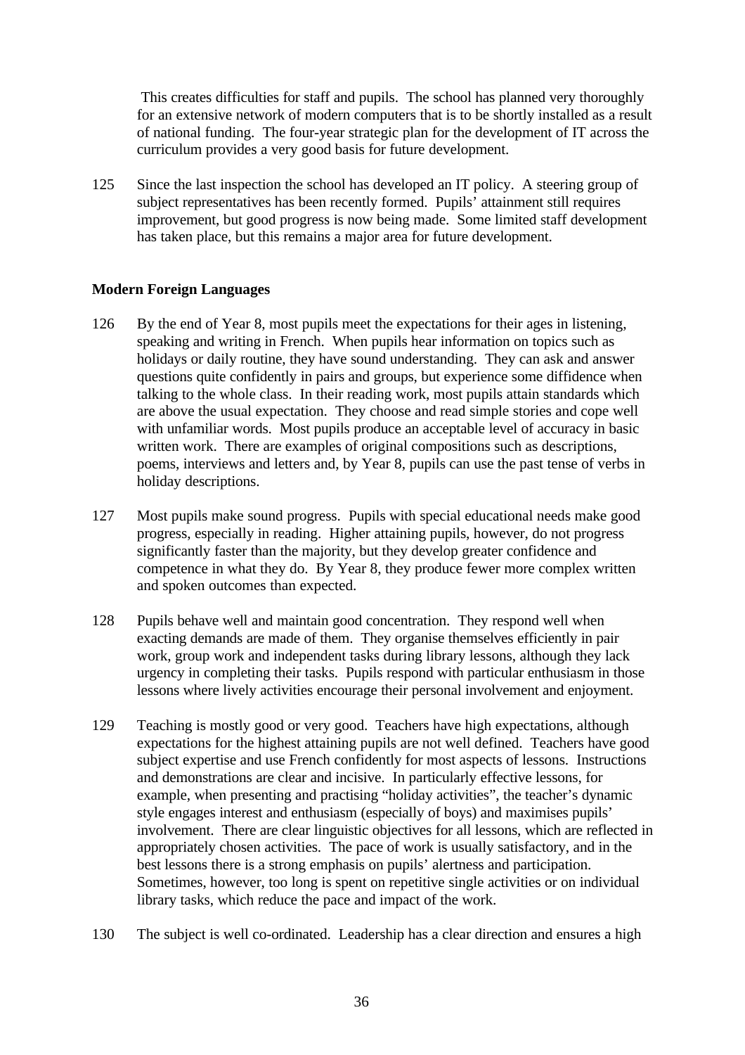This creates difficulties for staff and pupils. The school has planned very thoroughly for an extensive network of modern computers that is to be shortly installed as a result of national funding. The four-year strategic plan for the development of IT across the curriculum provides a very good basis for future development.

125 Since the last inspection the school has developed an IT policy. A steering group of subject representatives has been recently formed. Pupils' attainment still requires improvement, but good progress is now being made. Some limited staff development has taken place, but this remains a major area for future development.

**Modern Foreign Languages**

126 By the end of Year 8, most pupils meet the expectations for their ages in listening, speaking and writing in French. When pupils hear information on topics such as holidays or daily routine, they have sound understanding. They can ask and answer questions quite confidently in pairs and groups, but experience some diffidence when talking to the whole class. In their reading work, most pupils attain standards which are above the usual expectation. They choose and read simple stories and cope well with unfamiliar words. Most pupils produce an acceptable level of accuracy in basic written work. There are examples of original compositions such as descriptions, poems, interviews and letters and, by Year 8, pupils can use the past tense of verbs in holiday descriptions.

127 Most pupils make sound progress. Pupils with special educational needs make good progress, especially in reading. Higher attaining pupils, however, do not progress significantly faster than the majority, but they develop greater confidence and competence in what they do. By Year 8, they produce fewer more complex written and spoken outcomes than expected.

128 Pupils behave well and maintain good concentration. They respond well when exacting demands are made of them. They organise themselves efficiently in pair work, group work and independent tasks during library lessons, although they lack urgency in completing their tasks. Pupils respond with particular enthusiasm in those lessons where lively activities encourage their personal involvement and enjoyment.

129 Teaching is mostly good or very good. Teachers have high expectations, although expectations for the highest attaining pupils are not well defined. Teachers have good subject expertise and use French confidently for most aspects of lessons. Instructions and demonstrations are clear and incisive. In particularly effective lessons, for example, when presenting and practising "holiday activities", the teacher's dynamic style engages interest and enthusiasm (especially of boys) and maximises pupils' involvement. There are clear linguistic objectives for all lessons, which are reflected in appropriately chosen activities. The pace of work is usually satisfactory, and in the best lessons there is a strong emphasis on pupils' alertness and participation. Sometimes, however, too long is spent on repetitive single activities or on individual library tasks, which reduce the pace and impact of the work.

130 The subject is well co-ordinated. Leadership has a clear direction and ensures a high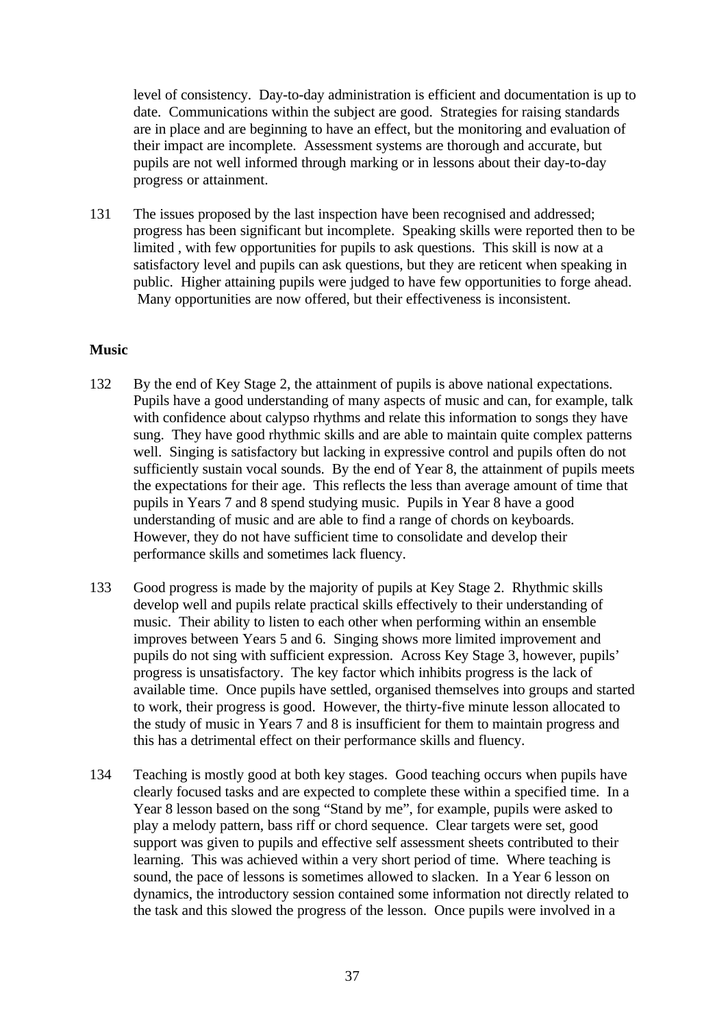level of consistency. Day-to-day administration is efficient and documentation is up to date. Communications within the subject are good. Strategies for raising standards are in place and are beginning to have an effect, but the monitoring and evaluation of their impact are incomplete. Assessment systems are thorough and accurate, but pupils are not well informed through marking or in lessons about their day-to-day progress or attainment.

131 The issues proposed by the last inspection have been recognised and addressed; progress has been significant but incomplete. Speaking skills were reported then to be limited , with few opportunities for pupils to ask questions. This skill is now at a satisfactory level and pupils can ask questions, but they are reticent when speaking in public. Higher attaining pupils were judged to have few opportunities to forge ahead. Many opportunities are now offered, but their effectiveness is inconsistent.

**Music**

132 By the end of Key Stage 2, the attainment of pupils is above national expectations. Pupils have a good understanding of many aspects of music and can, for example, talk with confidence about calypso rhythms and relate this information to songs they have sung. They have good rhythmic skills and are able to maintain quite complex patterns well. Singing is satisfactory but lacking in expressive control and pupils often do not sufficiently sustain vocal sounds. By the end of Year 8, the attainment of pupils meets the expectations for their age. This reflects the less than average amount of time that pupils in Years 7 and 8 spend studying music. Pupils in Year 8 have a good understanding of music and are able to find a range of chords on keyboards. However, they do not have sufficient time to consolidate and develop their performance skills and sometimes lack fluency.

133 Good progress is made by the majority of pupils at Key Stage 2. Rhythmic skills develop well and pupils relate practical skills effectively to their understanding of music. Their ability to listen to each other when performing within an ensemble improves between Years 5 and 6. Singing shows more limited improvement and pupils do not sing with sufficient expression. Across Key Stage 3, however, pupils' progress is unsatisfactory. The key factor which inhibits progress is the lack of available time. Once pupils have settled, organised themselves into groups and started to work, their progress is good. However, the thirty-five minute lesson allocated to the study of music in Years 7 and 8 is insufficient for them to maintain progress and this has a detrimental effect on their performance skills and fluency.

134 Teaching is mostly good at both key stages. Good teaching occurs when pupils have clearly focused tasks and are expected to complete these within a specified time. In a Year 8 lesson based on the song "Stand by me", for example, pupils were asked to play a melody pattern, bass riff or chord sequence. Clear targets were set, good support was given to pupils and effective self assessment sheets contributed to their learning. This was achieved within a very short period of time. Where teaching is sound, the pace of lessons is sometimes allowed to slacken. In a Year 6 lesson on dynamics, the introductory session contained some information not directly related to the task and this slowed the progress of the lesson. Once pupils were involved in a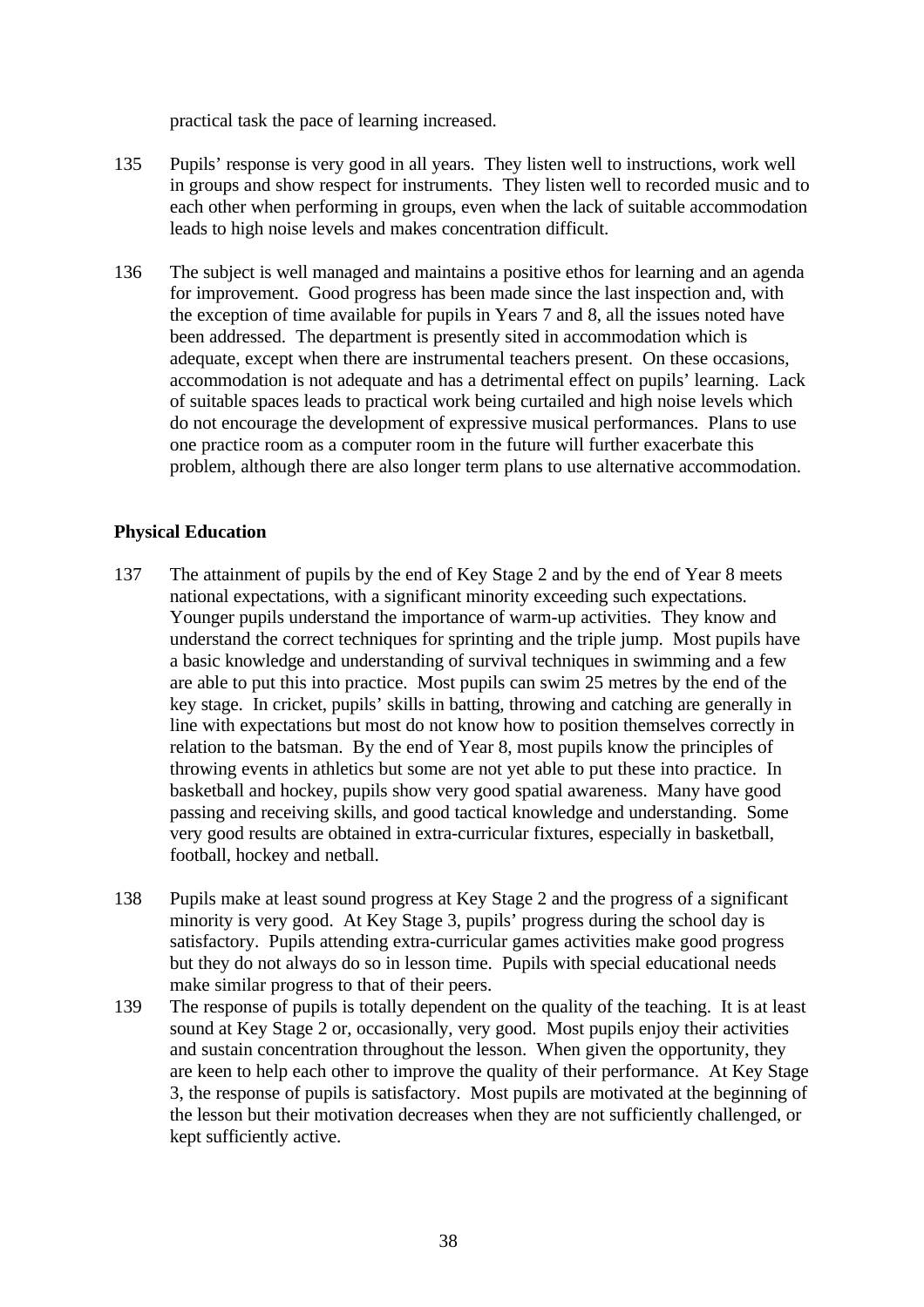practical task the pace of learning increased.

135 Pupils' response is very good in all years. They listen well to instructions, work well in groups and show respect for instruments. They listen well to recorded music and to each other when performing in groups, even when the lack of suitable accommodation leads to high noise levels and makes concentration difficult.

136 The subject is well managed and maintains a positive ethos for learning and an agenda for improvement. Good progress has been made since the last inspection and, with the exception of time available for pupils in Years 7 and 8, all the issues noted have been addressed. The department is presently sited in accommodation which is adequate, except when there are instrumental teachers present. On these occasions, accommodation is not adequate and has a detrimental effect on pupils' learning. Lack of suitable spaces leads to practical work being curtailed and high noise levels which do not encourage the development of expressive musical performances. Plans to use one practice room as a computer room in the future will further exacerbate this problem, although there are also longer term plans to use alternative accommodation.

**Physical Education**

137 The attainment of pupils by the end of Key Stage 2 and by the end of Year 8 meets national expectations, with a significant minority exceeding such expectations. Younger pupils understand the importance of warm-up activities. They know and understand the correct techniques for sprinting and the triple jump. Most pupils have a basic knowledge and understanding of survival techniques in swimming and a few are able to put this into practice. Most pupils can swim 25 metres by the end of the key stage. In cricket, pupils' skills in batting, throwing and catching are generally in line with expectations but most do not know how to position themselves correctly in relation to the batsman. By the end of Year 8, most pupils know the principles of throwing events in athletics but some are not yet able to put these into practice. In basketball and hockey, pupils show very good spatial awareness. Many have good passing and receiving skills, and good tactical knowledge and understanding. Some very good results are obtained in extra-curricular fixtures, especially in basketball, football, hockey and netball.

138 Pupils make at least sound progress at Key Stage 2 and the progress of a significant minority is very good. At Key Stage 3, pupils' progress during the school day is satisfactory. Pupils attending extra-curricular games activities make good progress but they do not always do so in lesson time. Pupils with special educational needs make similar progress to that of their peers.

139 The response of pupils is totally dependent on the quality of the teaching. It is at least sound at Key Stage 2 or, occasionally, very good. Most pupils enjoy their activities and sustain concentration throughout the lesson. When given the opportunity, they are keen to help each other to improve the quality of their performance. At Key Stage 3, the response of pupils is satisfactory. Most pupils are motivated at the beginning of the lesson but their motivation decreases when they are not sufficiently challenged, or kept sufficiently active.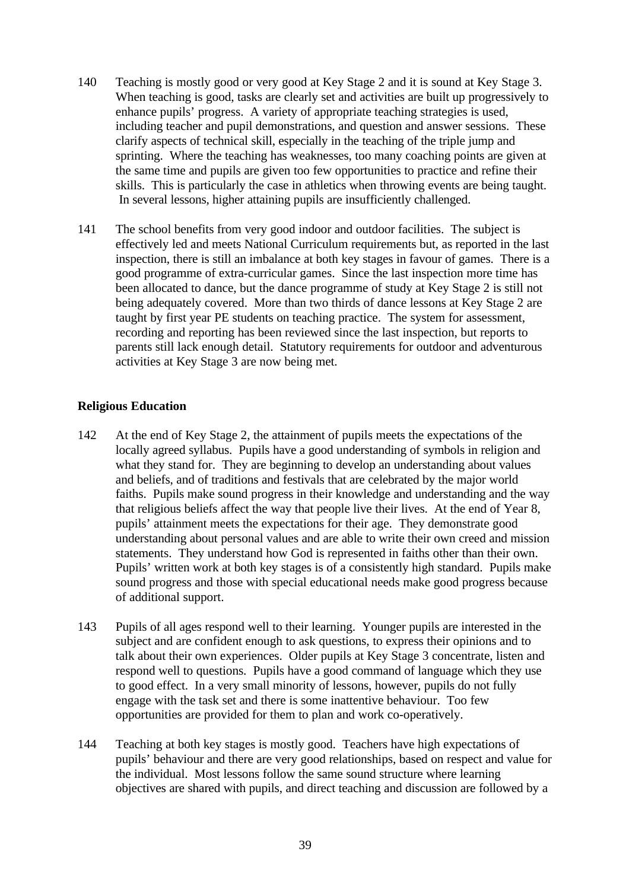140 Teaching is mostly good or very good at Key Stage 2 and it is sound at Key Stage 3. When teaching is good, tasks are clearly set and activities are built up progressively to enhance pupils' progress. A variety of appropriate teaching strategies is used, including teacher and pupil demonstrations, and question and answer sessions. These clarify aspects of technical skill, especially in the teaching of the triple jump and sprinting. Where the teaching has weaknesses, too many coaching points are given at the same time and pupils are given too few opportunities to practice and refine their skills. This is particularly the case in athletics when throwing events are being taught. In several lessons, higher attaining pupils are insufficiently challenged.

141 The school benefits from very good indoor and outdoor facilities. The subject is effectively led and meets National Curriculum requirements but, as reported in the last inspection, there is still an imbalance at both key stages in favour of games. There is a good programme of extra-curricular games. Since the last inspection more time has been allocated to dance, but the dance programme of study at Key Stage 2 is still not being adequately covered. More than two thirds of dance lessons at Key Stage 2 are taught by first year PE students on teaching practice. The system for assessment, recording and reporting has been reviewed since the last inspection, but reports to parents still lack enough detail. Statutory requirements for outdoor and adventurous activities at Key Stage 3 are now being met.

**Religious Education**

142 At the end of Key Stage 2, the attainment of pupils meets the expectations of the locally agreed syllabus. Pupils have a good understanding of symbols in religion and what they stand for. They are beginning to develop an understanding about values and beliefs, and of traditions and festivals that are celebrated by the major world faiths. Pupils make sound progress in their knowledge and understanding and the way that religious beliefs affect the way that people live their lives. At the end of Year 8, pupils' attainment meets the expectations for their age. They demonstrate good understanding about personal values and are able to write their own creed and mission statements. They understand how God is represented in faiths other than their own. Pupils' written work at both key stages is of a consistently high standard. Pupils make sound progress and those with special educational needs make good progress because of additional support.

143 Pupils of all ages respond well to their learning. Younger pupils are interested in the subject and are confident enough to ask questions, to express their opinions and to talk about their own experiences. Older pupils at Key Stage 3 concentrate, listen and respond well to questions. Pupils have a good command of language which they use to good effect. In a very small minority of lessons, however, pupils do not fully engage with the task set and there is some inattentive behaviour. Too few opportunities are provided for them to plan and work co-operatively.

144 Teaching at both key stages is mostly good. Teachers have high expectations of pupils' behaviour and there are very good relationships, based on respect and value for the individual. Most lessons follow the same sound structure where learning objectives are shared with pupils, and direct teaching and discussion are followed by a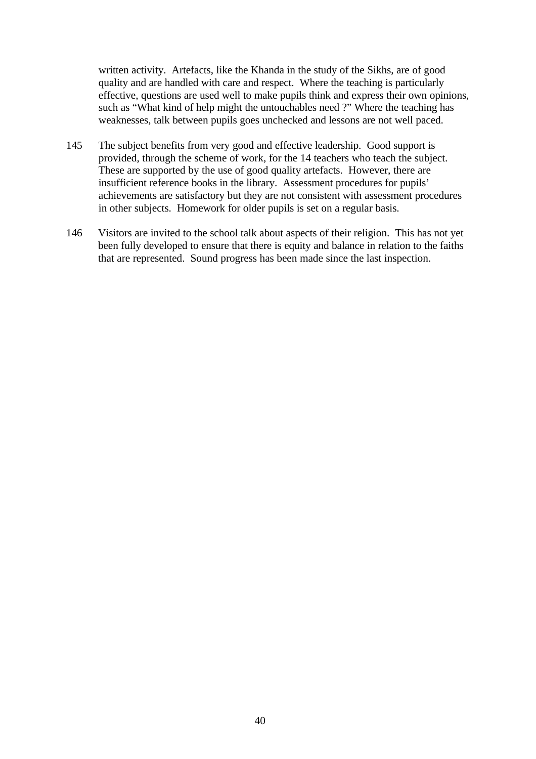written activity. Artefacts, like the Khanda in the study of the Sikhs, are of good quality and are handled with care and respect. Where the teaching is particularly effective, questions are used well to make pupils think and express their own opinions, such as “What kind of help might the untouchables need ?” Where the teaching has weaknesses, talk between pupils goes unchecked and lessons are not well paced.

145 The subject benefits from very good and effective leadership. Good support is provided, through the scheme of work, for the 14 teachers who teach the subject. These are supported by the use of good quality artefacts. However, there are insufficient reference books in the library. Assessment procedures for pupils’ achievements are satisfactory but they are not consistent with assessment procedures in other subjects. Homework for older pupils is set on a regular basis.

146 Visitors are invited to the school talk about aspects of their religion. This has not yet been fully developed to ensure that there is equity and balance in relation to the faiths that are represented. Sound progress has been made since the last inspection.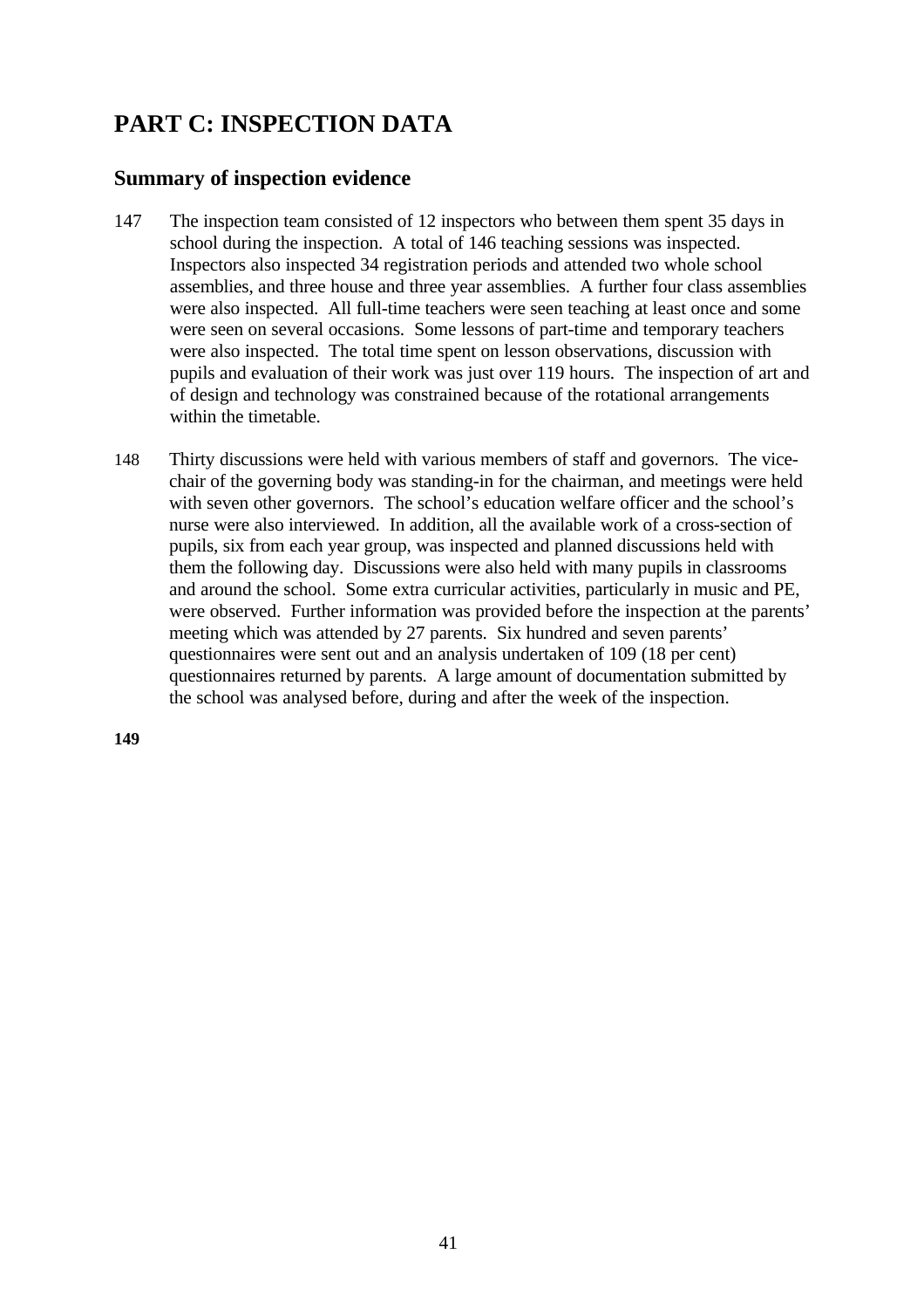# PART C: INSPECTION DATA

## Summary of inspection evidence

147 The inspection team consisted of 12 inspectors who between them spent 35 days in school during the inspection. A total of 146 teaching sessions was inspected. Inspectors also inspected 34 registration periods and attended two whole school assemblies, and three house and three year assemblies. A further four class assemblies were also inspected. All full-time teachers were seen teaching at least once and some were seen on several occasions. Some lessons of part-time and temporary teachers were also inspected. The total time spent on lesson observations, discussion with pupils and evaluation of their work was just over 119 hours. The inspection of art and of design and technology was constrained because of the rotational arrangements within the timetable.

148 Thirty discussions were held with various members of staff and governors. The vice-chair of the governing body was standing-in for the chairman, and meetings were held with seven other governors. The school's education welfare officer and the school's nurse were also interviewed. In addition, all the available work of a cross-section of pupils, six from each year group, was inspected and planned discussions held with them the following day. Discussions were also held with many pupils in classrooms and around the school. Some extra curricular activities, particularly in music and PE, were observed. Further information was provided before the inspection at the parents' meeting which was attended by 27 parents. Six hundred and seven parents' questionnaires were sent out and an analysis undertaken of 109 (18 per cent) questionnaires returned by parents. A large amount of documentation submitted by the school was analysed before, during and after the week of the inspection.

**149**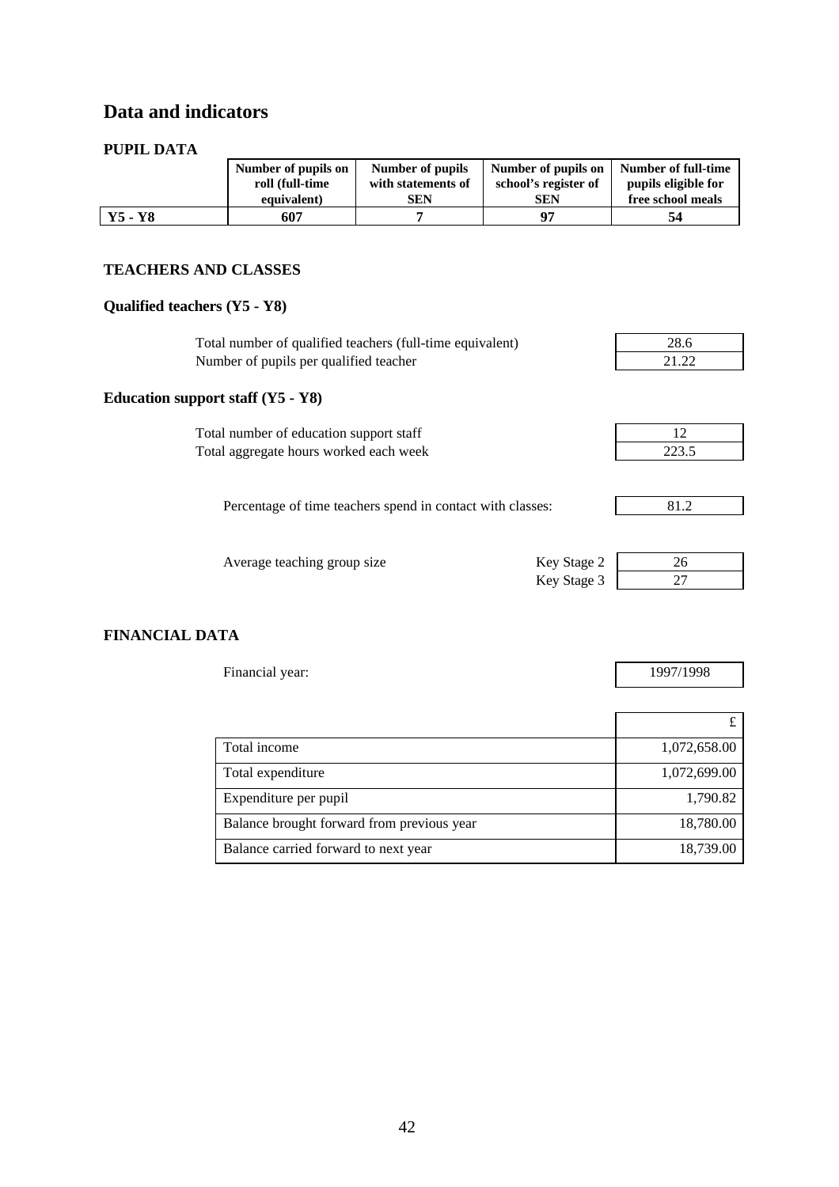# Data and indicators

### PUPIL DATA

| | Number of pupils on roll (full-time equivalent) | Number of pupils with statements of SEN | Number of pupils on school's register of SEN | Number of full-time pupils eligible for free school meals |
|---|---|---|---|---|
| **Y5 - Y8** | **607** | **7** | **97** | **54** |

### TEACHERS AND CLASSES

#### Qualified teachers (Y5 - Y8)

| | |
|---|---|
| Total number of qualified teachers (full-time equivalent) | 28.6 |
| Number of pupils per qualified teacher | 21.22 |

#### Education support staff (Y5 - Y8)

| | |
|---|---|
| Total number of education support staff | 12 |
| Total aggregate hours worked each week | 223.5 |

| | |
|---|---|
| Percentage of time teachers spend in contact with classes: | 81.2 |

| Average teaching group size | | |
|---|---|---|
| | Key Stage 2 | 26 |
| | Key Stage 3 | 27 |

### FINANCIAL DATA

| | |
|---|---|
| Financial year: | 1997/1998 |

| | £ |
|---|---|
| Total income | 1,072,658.00 |
| Total expenditure | 1,072,699.00 |
| Expenditure per pupil | 1,790.82 |
| Balance brought forward from previous year | 18,780.00 |
| Balance carried forward to next year | 18,739.00 |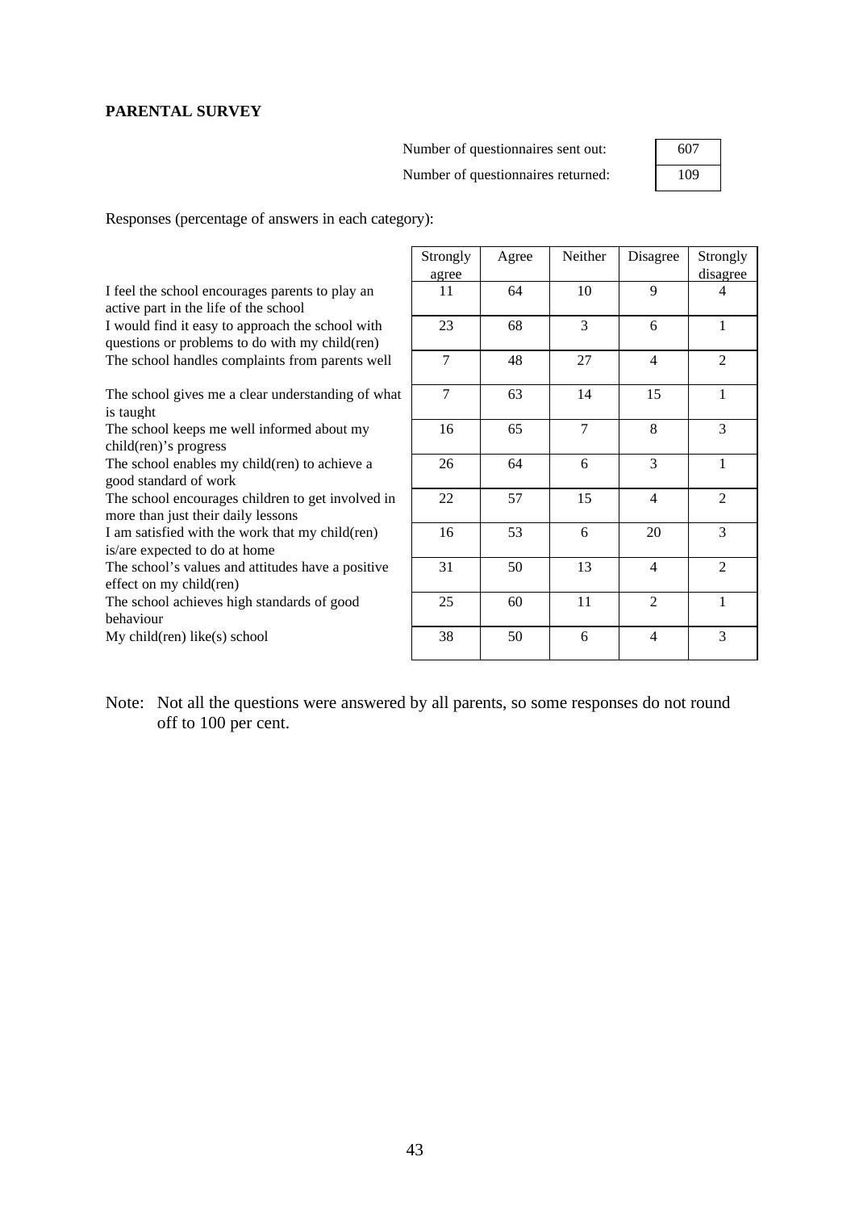**PARENTAL SURVEY**

| | |
|---|---|
| Number of questionnaires sent out: | 607 |
| Number of questionnaires returned: | 109 |

Responses (percentage of answers in each category):

| | Strongly agree | Agree | Neither | Disagree | Strongly disagree |
|---|---|---|---|---|---|
| I feel the school encourages parents to play an active part in the life of the school | 11 | 64 | 10 | 9 | 4 |
| I would find it easy to approach the school with questions or problems to do with my child(ren) | 23 | 68 | 3 | 6 | 1 |
| The school handles complaints from parents well | 7 | 48 | 27 | 4 | 2 |
| The school gives me a clear understanding of what is taught | 7 | 63 | 14 | 15 | 1 |
| The school keeps me well informed about my child(ren)'s progress | 16 | 65 | 7 | 8 | 3 |
| The school enables my child(ren) to achieve a good standard of work | 26 | 64 | 6 | 3 | 1 |
| The school encourages children to get involved in more than just their daily lessons | 22 | 57 | 15 | 4 | 2 |
| I am satisfied with the work that my child(ren) is/are expected to do at home | 16 | 53 | 6 | 20 | 3 |
| The school's values and attitudes have a positive effect on my child(ren) | 31 | 50 | 13 | 4 | 2 |
| The school achieves high standards of good behaviour | 25 | 60 | 11 | 2 | 1 |
| My child(ren) like(s) school | 38 | 50 | 6 | 4 | 3 |

Note: Not all the questions were answered by all parents, so some responses do not round off to 100 per cent.